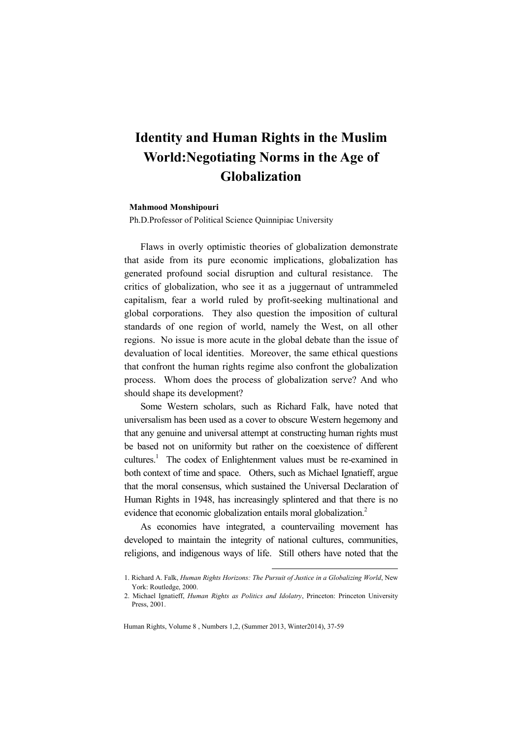# Identity and Human Rights in the Muslim World:Negotiating Norms in the Age of Globalization

**Mahmood Monshipouri**

Ph.D.Professor of Political Science Quinnipiac University

Flaws in overly optimistic theories of globalization demonstrate that aside from its pure economic implications, globalization has generated profound social disruption and cultural resistance. The critics of globalization, who see it as a juggernaut of untrammeled capitalism, fear a world ruled by profit-seeking multinational and global corporations. They also question the imposition of cultural standards of one region of world, namely the West, on all other regions. No issue is more acute in the global debate than the issue of devaluation of local identities. Moreover, the same ethical questions that confront the human rights regime also confront the globalization process. Whom does the process of globalization serve? And who should shape its development?

Some Western scholars, such as Richard Falk, have noted that universalism has been used as a cover to obscure Western hegemony and that any genuine and universal attempt at constructing human rights must be based not on uniformity but rather on the coexistence of different cultures.[1] The codex of Enlightenment values must be re-examined in both context of time and space. Others, such as Michael Ignatieff, argue that the moral consensus, which sustained the Universal Declaration of Human Rights in 1948, has increasingly splintered and that there is no evidence that economic globalization entails moral globalization.[2]

As economies have integrated, a countervailing movement has developed to maintain the integrity of national cultures, communities, religions, and indigenous ways of life. Still others have noted that the

---

1. Richard A. Falk, *Human Rights Horizons: The Pursuit of Justice in a Globalizing World*, New York: Routledge, 2000.
2. Michael Ignatieff, *Human Rights as Politics and Idolatry*, Princeton: Princeton University Press, 2001.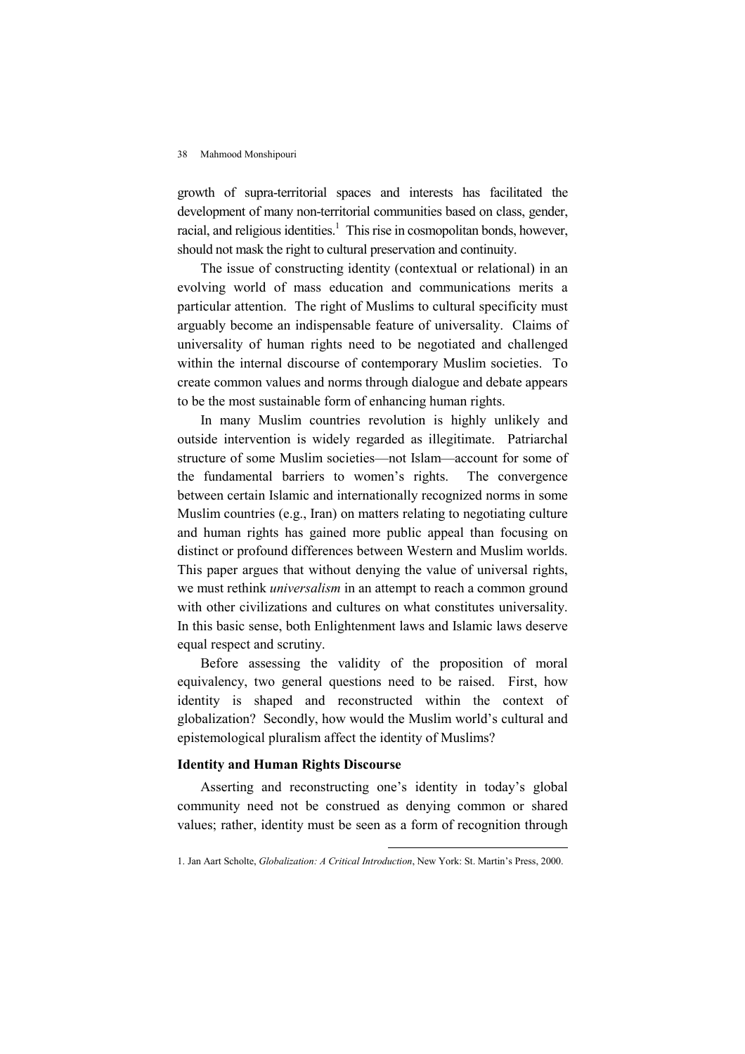growth of supra-territorial spaces and interests has facilitated the development of many non-territorial communities based on class, gender, racial, and religious identities.[1] This rise in cosmopolitan bonds, however, should not mask the right to cultural preservation and continuity.

The issue of constructing identity (contextual or relational) in an evolving world of mass education and communications merits a particular attention. The right of Muslims to cultural specificity must arguably become an indispensable feature of universality. Claims of universality of human rights need to be negotiated and challenged within the internal discourse of contemporary Muslim societies. To create common values and norms through dialogue and debate appears to be the most sustainable form of enhancing human rights.

In many Muslim countries revolution is highly unlikely and outside intervention is widely regarded as illegitimate. Patriarchal structure of some Muslim societies—not Islam—account for some of the fundamental barriers to women's rights. The convergence between certain Islamic and internationally recognized norms in some Muslim countries (e.g., Iran) on matters relating to negotiating culture and human rights has gained more public appeal than focusing on distinct or profound differences between Western and Muslim worlds. This paper argues that without denying the value of universal rights, we must rethink *universalism* in an attempt to reach a common ground with other civilizations and cultures on what constitutes universality. In this basic sense, both Enlightenment laws and Islamic laws deserve equal respect and scrutiny.

Before assessing the validity of the proposition of moral equivalency, two general questions need to be raised. First, how identity is shaped and reconstructed within the context of globalization? Secondly, how would the Muslim world's cultural and epistemological pluralism affect the identity of Muslims?

### Identity and Human Rights Discourse

Asserting and reconstructing one's identity in today's global community need not be construed as denying common or shared values; rather, identity must be seen as a form of recognition through

1. Jan Aart Scholte, *Globalization: A Critical Introduction*, New York: St. Martin's Press, 2000.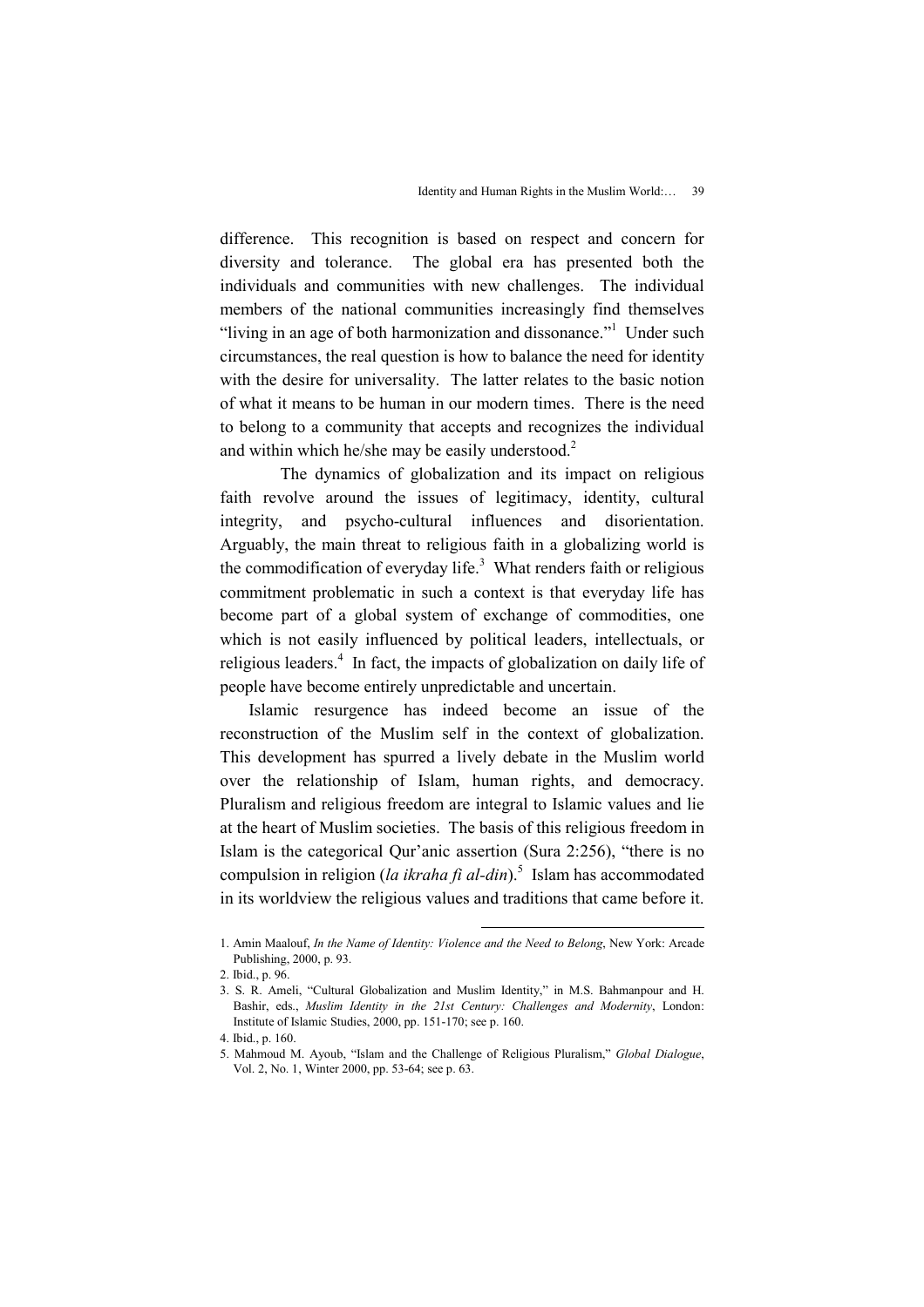difference. This recognition is based on respect and concern for diversity and tolerance. The global era has presented both the individuals and communities with new challenges. The individual members of the national communities increasingly find themselves "living in an age of both harmonization and dissonance."[1] Under such circumstances, the real question is how to balance the need for identity with the desire for universality. The latter relates to the basic notion of what it means to be human in our modern times. There is the need to belong to a community that accepts and recognizes the individual and within which he/she may be easily understood.[2]

The dynamics of globalization and its impact on religious faith revolve around the issues of legitimacy, identity, cultural integrity, and psycho-cultural influences and disorientation. Arguably, the main threat to religious faith in a globalizing world is the commodification of everyday life.[3] What renders faith or religious commitment problematic in such a context is that everyday life has become part of a global system of exchange of commodities, one which is not easily influenced by political leaders, intellectuals, or religious leaders.[4] In fact, the impacts of globalization on daily life of people have become entirely unpredictable and uncertain.

Islamic resurgence has indeed become an issue of the reconstruction of the Muslim self in the context of globalization. This development has spurred a lively debate in the Muslim world over the relationship of Islam, human rights, and democracy. Pluralism and religious freedom are integral to Islamic values and lie at the heart of Muslim societies. The basis of this religious freedom in Islam is the categorical Qur'anic assertion (Sura 2:256), "there is no compulsion in religion (*la ikraha fi al-din*).[5] Islam has accommodated in its worldview the religious values and traditions that came before it.

---

1. Amin Maalouf, *In the Name of Identity: Violence and the Need to Belong*, New York: Arcade Publishing, 2000, p. 93.
2. Ibid., p. 96.
3. S. R. Ameli, "Cultural Globalization and Muslim Identity," in M.S. Bahmanpour and H. Bashir, eds., *Muslim Identity in the 21st Century: Challenges and Modernity*, London: Institute of Islamic Studies, 2000, pp. 151-170; see p. 160.
4. Ibid., p. 160.
5. Mahmoud M. Ayoub, "Islam and the Challenge of Religious Pluralism," *Global Dialogue*, Vol. 2, No. 1, Winter 2000, pp. 53-64; see p. 63.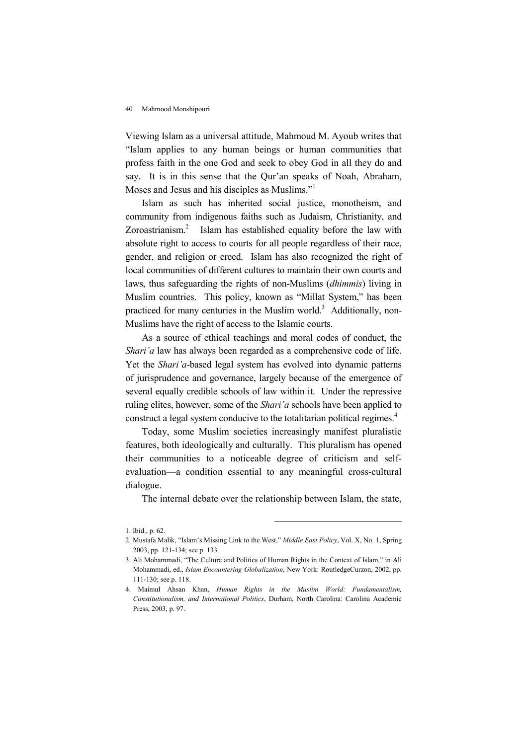Viewing Islam as a universal attitude, Mahmoud M. Ayoub writes that "Islam applies to any human beings or human communities that profess faith in the one God and seek to obey God in all they do and say. It is in this sense that the Qur'an speaks of Noah, Abraham, Moses and Jesus and his disciples as Muslims."[1]

Islam as such has inherited social justice, monotheism, and community from indigenous faiths such as Judaism, Christianity, and Zoroastrianism.[2] Islam has established equality before the law with absolute right to access to courts for all people regardless of their race, gender, and religion or creed. Islam has also recognized the right of local communities of different cultures to maintain their own courts and laws, thus safeguarding the rights of non-Muslims (*dhimmis*) living in Muslim countries. This policy, known as "Millat System," has been practiced for many centuries in the Muslim world.[3] Additionally, non-Muslims have the right of access to the Islamic courts.

As a source of ethical teachings and moral codes of conduct, the *Shari'a* law has always been regarded as a comprehensive code of life. Yet the *Shari'a*-based legal system has evolved into dynamic patterns of jurisprudence and governance, largely because of the emergence of several equally credible schools of law within it. Under the repressive ruling elites, however, some of the *Shari'a* schools have been applied to construct a legal system conducive to the totalitarian political regimes.[4]

Today, some Muslim societies increasingly manifest pluralistic features, both ideologically and culturally. This pluralism has opened their communities to a noticeable degree of criticism and self-evaluation—a condition essential to any meaningful cross-cultural dialogue.

The internal debate over the relationship between Islam, the state,

---

1. Ibid., p. 62.
2. Mustafa Malik, "Islam's Missing Link to the West," *Middle East Policy*, Vol. X, No. 1, Spring 2003, pp. 121-134; see p. 133.
3. Ali Mohammadi, "The Culture and Politics of Human Rights in the Context of Islam," in Ali Mohammadi, ed., *Islam Encountering Globalization*, New York: RoutledgeCurzon, 2002, pp. 111-130; see p. 118.
4. Maimul Ahsan Khan, *Human Rights in the Muslim World: Fundamentalism, Constitutionalism, and International Politics*, Durham, North Carolina: Carolina Academic Press, 2003, p. 97.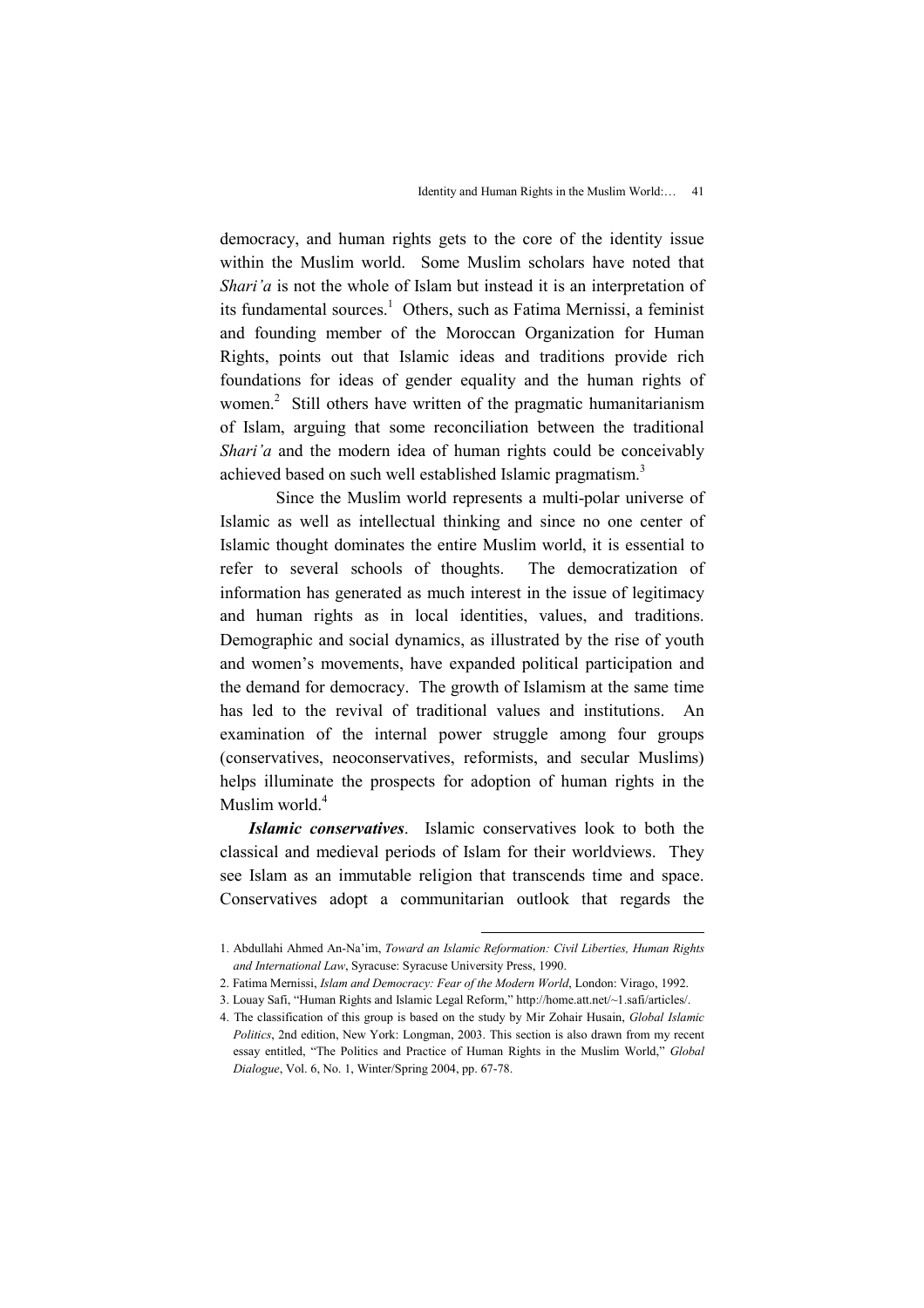democracy, and human rights gets to the core of the identity issue within the Muslim world. Some Muslim scholars have noted that *Shari'a* is not the whole of Islam but instead it is an interpretation of its fundamental sources.[1] Others, such as Fatima Mernissi, a feminist and founding member of the Moroccan Organization for Human Rights, points out that Islamic ideas and traditions provide rich foundations for ideas of gender equality and the human rights of women.[2] Still others have written of the pragmatic humanitarianism of Islam, arguing that some reconciliation between the traditional *Shari'a* and the modern idea of human rights could be conceivably achieved based on such well established Islamic pragmatism.[3]

Since the Muslim world represents a multi-polar universe of Islamic as well as intellectual thinking and since no one center of Islamic thought dominates the entire Muslim world, it is essential to refer to several schools of thoughts. The democratization of information has generated as much interest in the issue of legitimacy and human rights as in local identities, values, and traditions. Demographic and social dynamics, as illustrated by the rise of youth and women's movements, have expanded political participation and the demand for democracy. The growth of Islamism at the same time has led to the revival of traditional values and institutions. An examination of the internal power struggle among four groups (conservatives, neoconservatives, reformists, and secular Muslims) helps illuminate the prospects for adoption of human rights in the Muslim world.[4]

***Islamic conservatives***. Islamic conservatives look to both the classical and medieval periods of Islam for their worldviews. They see Islam as an immutable religion that transcends time and space. Conservatives adopt a communitarian outlook that regards the

---

1. Abdullahi Ahmed An-Na'im, *Toward an Islamic Reformation: Civil Liberties, Human Rights and International Law*, Syracuse: Syracuse University Press, 1990.
2. Fatima Mernissi, *Islam and Democracy: Fear of the Modern World*, London: Virago, 1992.
3. Louay Safi, "Human Rights and Islamic Legal Reform," http://home.att.net/~1.safi/articles/.
4. The classification of this group is based on the study by Mir Zohair Husain, *Global Islamic Politics*, 2nd edition, New York: Longman, 2003. This section is also drawn from my recent essay entitled, "The Politics and Practice of Human Rights in the Muslim World," *Global Dialogue*, Vol. 6, No. 1, Winter/Spring 2004, pp. 67-78.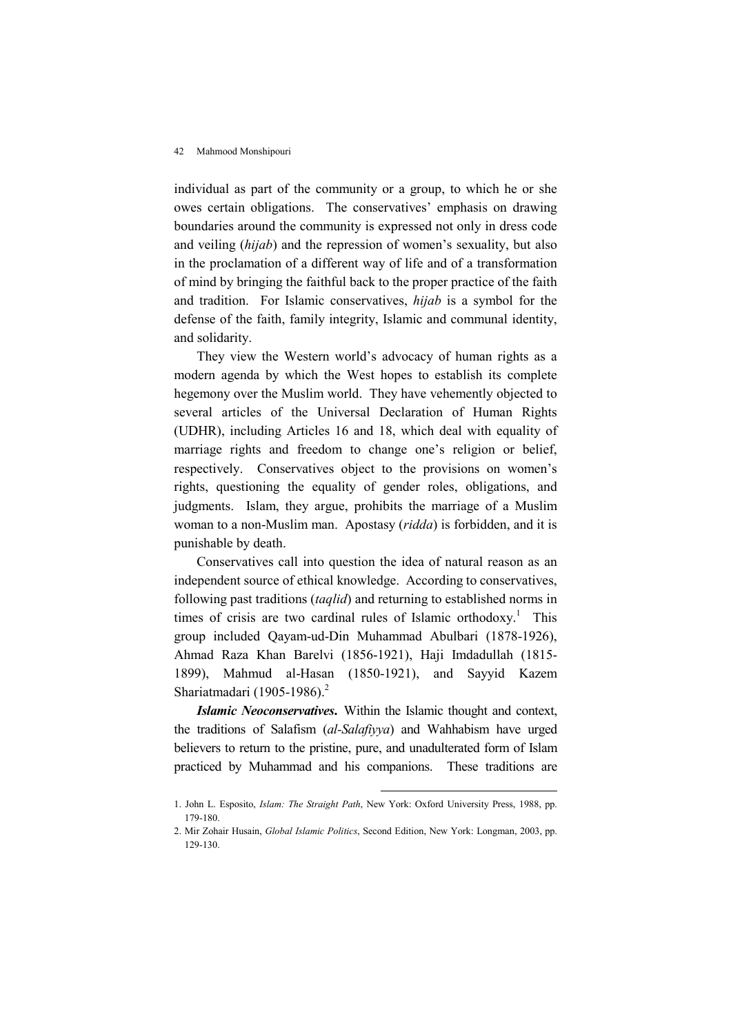individual as part of the community or a group, to which he or she owes certain obligations. The conservatives' emphasis on drawing boundaries around the community is expressed not only in dress code and veiling (*hijab*) and the repression of women's sexuality, but also in the proclamation of a different way of life and of a transformation of mind by bringing the faithful back to the proper practice of the faith and tradition. For Islamic conservatives, *hijab* is a symbol for the defense of the faith, family integrity, Islamic and communal identity, and solidarity.

They view the Western world's advocacy of human rights as a modern agenda by which the West hopes to establish its complete hegemony over the Muslim world. They have vehemently objected to several articles of the Universal Declaration of Human Rights (UDHR), including Articles 16 and 18, which deal with equality of marriage rights and freedom to change one's religion or belief, respectively. Conservatives object to the provisions on women's rights, questioning the equality of gender roles, obligations, and judgments. Islam, they argue, prohibits the marriage of a Muslim woman to a non-Muslim man. Apostasy (*ridda*) is forbidden, and it is punishable by death.

Conservatives call into question the idea of natural reason as an independent source of ethical knowledge. According to conservatives, following past traditions (*taqlid*) and returning to established norms in times of crisis are two cardinal rules of Islamic orthodoxy.[1] This group included Qayam-ud-Din Muhammad Abulbari (1878-1926), Ahmad Raza Khan Barelvi (1856-1921), Haji Imdadullah (1815-1899), Mahmud al-Hasan (1850-1921), and Sayyid Kazem Shariatmadari (1905-1986).[2]

***Islamic Neoconservatives.*** Within the Islamic thought and context, the traditions of Salafism (*al-Salafiyya*) and Wahhabism have urged believers to return to the pristine, pure, and unadulterated form of Islam practiced by Muhammad and his companions. These traditions are

1. John L. Esposito, *Islam: The Straight Path*, New York: Oxford University Press, 1988, pp. 179-180.
2. Mir Zohair Husain, *Global Islamic Politics*, Second Edition, New York: Longman, 2003, pp. 129-130.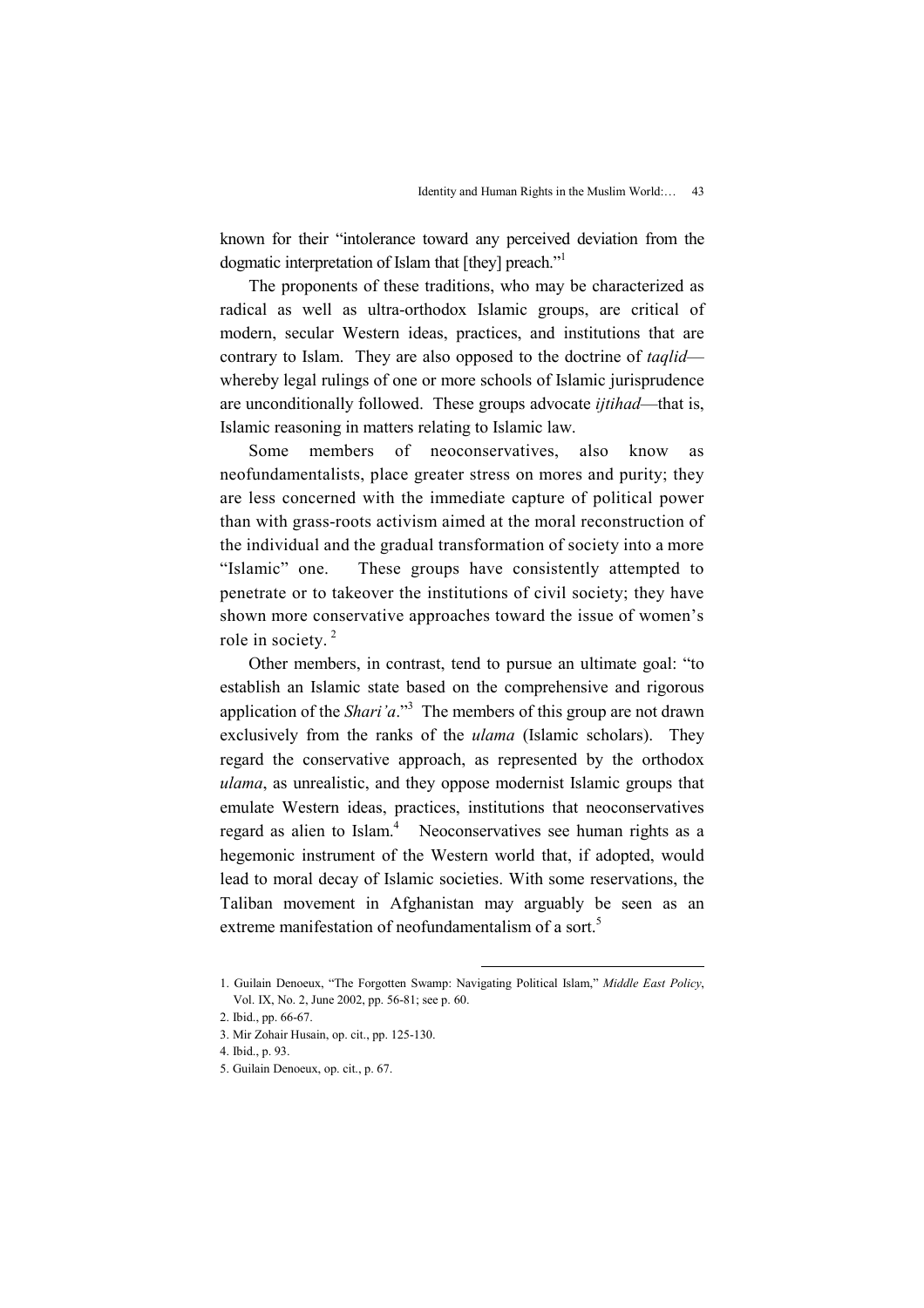known for their "intolerance toward any perceived deviation from the dogmatic interpretation of Islam that [they] preach."[1]

The proponents of these traditions, who may be characterized as radical as well as ultra-orthodox Islamic groups, are critical of modern, secular Western ideas, practices, and institutions that are contrary to Islam. They are also opposed to the doctrine of *taqlid*—whereby legal rulings of one or more schools of Islamic jurisprudence are unconditionally followed. These groups advocate *ijtihad*—that is, Islamic reasoning in matters relating to Islamic law.

Some members of neoconservatives, also know as neofundamentalists, place greater stress on mores and purity; they are less concerned with the immediate capture of political power than with grass-roots activism aimed at the moral reconstruction of the individual and the gradual transformation of society into a more "Islamic" one. These groups have consistently attempted to penetrate or to takeover the institutions of civil society; they have shown more conservative approaches toward the issue of women's role in society.[2]

Other members, in contrast, tend to pursue an ultimate goal: "to establish an Islamic state based on the comprehensive and rigorous application of the *Shari'a*."[3] The members of this group are not drawn exclusively from the ranks of the *ulama* (Islamic scholars). They regard the conservative approach, as represented by the orthodox *ulama*, as unrealistic, and they oppose modernist Islamic groups that emulate Western ideas, practices, institutions that neoconservatives regard as alien to Islam.[4] Neoconservatives see human rights as a hegemonic instrument of the Western world that, if adopted, would lead to moral decay of Islamic societies. With some reservations, the Taliban movement in Afghanistan may arguably be seen as an extreme manifestation of neofundamentalism of a sort.[5]

---

1. Guilain Denoeux, "The Forgotten Swamp: Navigating Political Islam," *Middle East Policy*, Vol. IX, No. 2, June 2002, pp. 56-81; see p. 60.
2. Ibid., pp. 66-67.
3. Mir Zohair Husain, op. cit., pp. 125-130.
4. Ibid., p. 93.
5. Guilain Denoeux, op. cit., p. 67.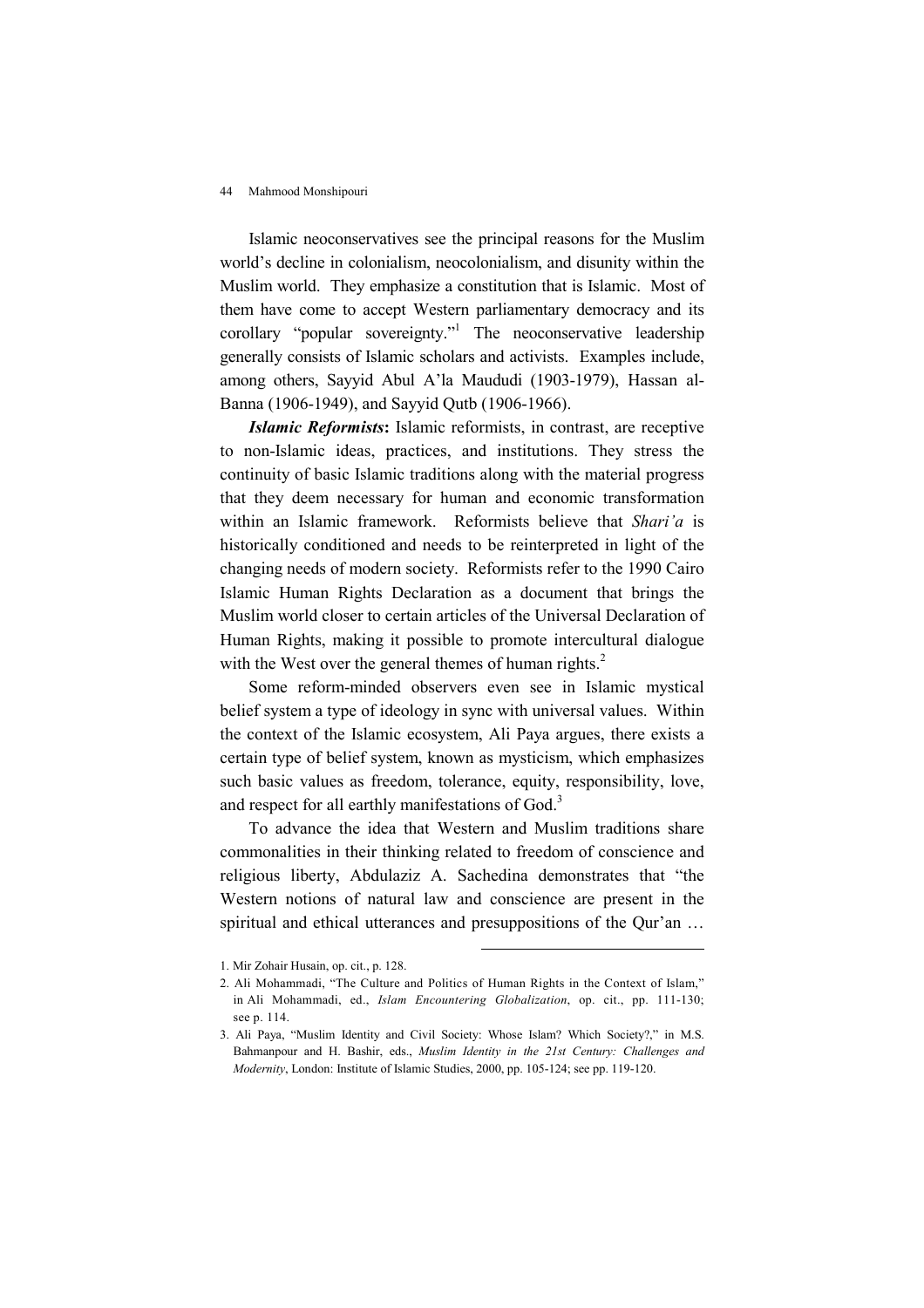Islamic neoconservatives see the principal reasons for the Muslim world's decline in colonialism, neocolonialism, and disunity within the Muslim world. They emphasize a constitution that is Islamic. Most of them have come to accept Western parliamentary democracy and its corollary "popular sovereignty."[1] The neoconservative leadership generally consists of Islamic scholars and activists. Examples include, among others, Sayyid Abul A'la Maududi (1903-1979), Hassan al-Banna (1906-1949), and Sayyid Qutb (1906-1966).

***Islamic Reformists*:** Islamic reformists, in contrast, are receptive to non-Islamic ideas, practices, and institutions. They stress the continuity of basic Islamic traditions along with the material progress that they deem necessary for human and economic transformation within an Islamic framework. Reformists believe that *Shari'a* is historically conditioned and needs to be reinterpreted in light of the changing needs of modern society. Reformists refer to the 1990 Cairo Islamic Human Rights Declaration as a document that brings the Muslim world closer to certain articles of the Universal Declaration of Human Rights, making it possible to promote intercultural dialogue with the West over the general themes of human rights.[2]

Some reform-minded observers even see in Islamic mystical belief system a type of ideology in sync with universal values. Within the context of the Islamic ecosystem, Ali Paya argues, there exists a certain type of belief system, known as mysticism, which emphasizes such basic values as freedom, tolerance, equity, responsibility, love, and respect for all earthly manifestations of God.[3]

To advance the idea that Western and Muslim traditions share commonalities in their thinking related to freedom of conscience and religious liberty, Abdulaziz A. Sachedina demonstrates that "the Western notions of natural law and conscience are present in the spiritual and ethical utterances and presuppositions of the Qur'an …

---

1. Mir Zohair Husain, op. cit., p. 128.
2. Ali Mohammadi, "The Culture and Politics of Human Rights in the Context of Islam," in Ali Mohammadi, ed., *Islam Encountering Globalization*, op. cit., pp. 111-130; see p. 114.
3. Ali Paya, "Muslim Identity and Civil Society: Whose Islam? Which Society?," in M.S. Bahmanpour and H. Bashir, eds., *Muslim Identity in the 21st Century: Challenges and Modernity*, London: Institute of Islamic Studies, 2000, pp. 105-124; see pp. 119-120.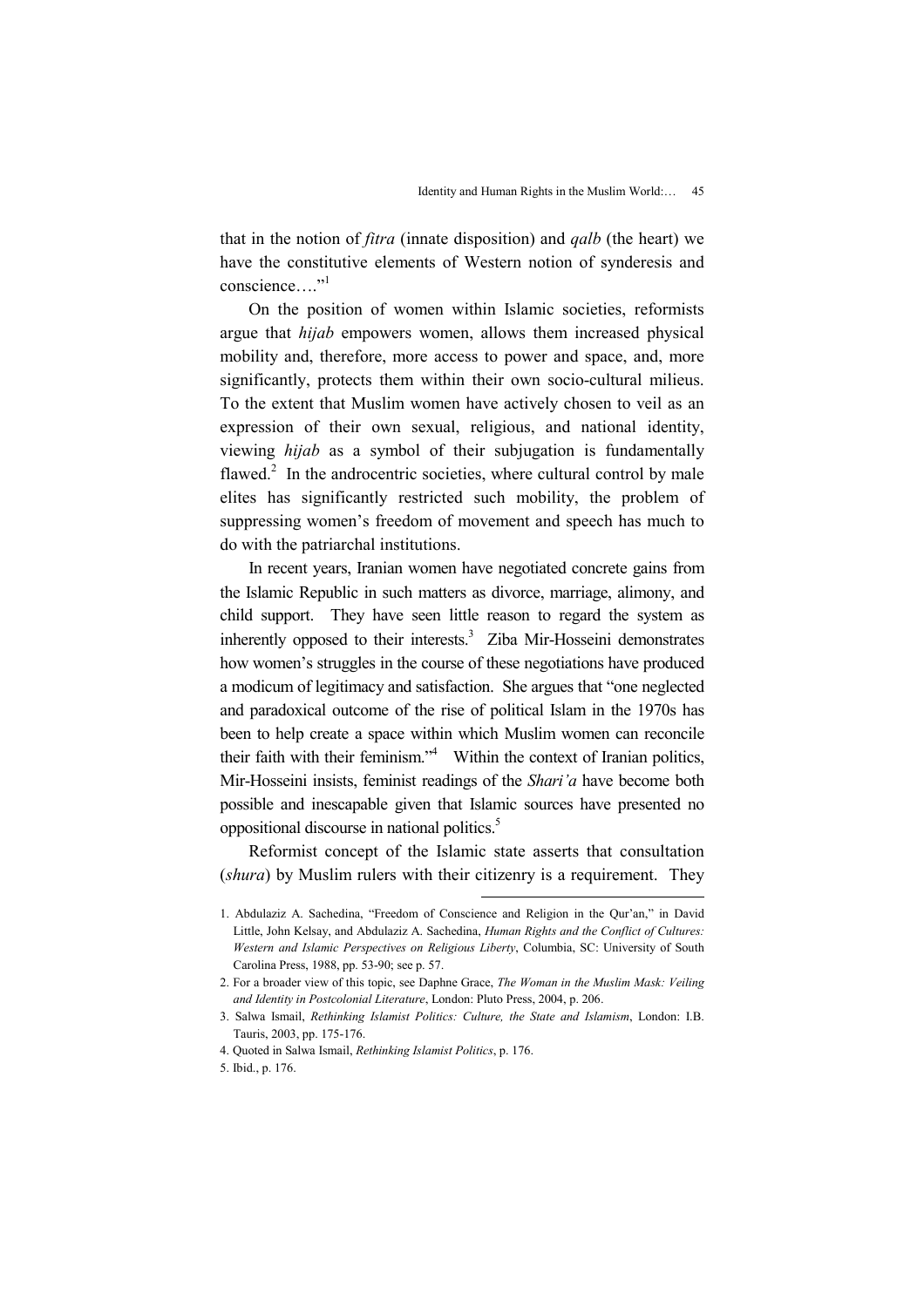that in the notion of *fitra* (innate disposition) and *qalb* (the heart) we have the constitutive elements of Western notion of synderesis and conscience…."[1]

On the position of women within Islamic societies, reformists argue that *hijab* empowers women, allows them increased physical mobility and, therefore, more access to power and space, and, more significantly, protects them within their own socio-cultural milieus. To the extent that Muslim women have actively chosen to veil as an expression of their own sexual, religious, and national identity, viewing *hijab* as a symbol of their subjugation is fundamentally flawed.[2] In the androcentric societies, where cultural control by male elites has significantly restricted such mobility, the problem of suppressing women's freedom of movement and speech has much to do with the patriarchal institutions.

In recent years, Iranian women have negotiated concrete gains from the Islamic Republic in such matters as divorce, marriage, alimony, and child support. They have seen little reason to regard the system as inherently opposed to their interests.[3] Ziba Mir-Hosseini demonstrates how women's struggles in the course of these negotiations have produced a modicum of legitimacy and satisfaction. She argues that "one neglected and paradoxical outcome of the rise of political Islam in the 1970s has been to help create a space within which Muslim women can reconcile their faith with their feminism."[4] Within the context of Iranian politics, Mir-Hosseini insists, feminist readings of the *Shari'a* have become both possible and inescapable given that Islamic sources have presented no oppositional discourse in national politics.[5]

Reformist concept of the Islamic state asserts that consultation (*shura*) by Muslim rulers with their citizenry is a requirement. They

---

1. Abdulaziz A. Sachedina, "Freedom of Conscience and Religion in the Qur'an," in David Little, John Kelsay, and Abdulaziz A. Sachedina, *Human Rights and the Conflict of Cultures: Western and Islamic Perspectives on Religious Liberty*, Columbia, SC: University of South Carolina Press, 1988, pp. 53-90; see p. 57.
2. For a broader view of this topic, see Daphne Grace, *The Woman in the Muslim Mask: Veiling and Identity in Postcolonial Literature*, London: Pluto Press, 2004, p. 206.
3. Salwa Ismail, *Rethinking Islamist Politics: Culture, the State and Islamism*, London: I.B. Tauris, 2003, pp. 175-176.
4. Quoted in Salwa Ismail, *Rethinking Islamist Politics*, p. 176.
5. Ibid., p. 176.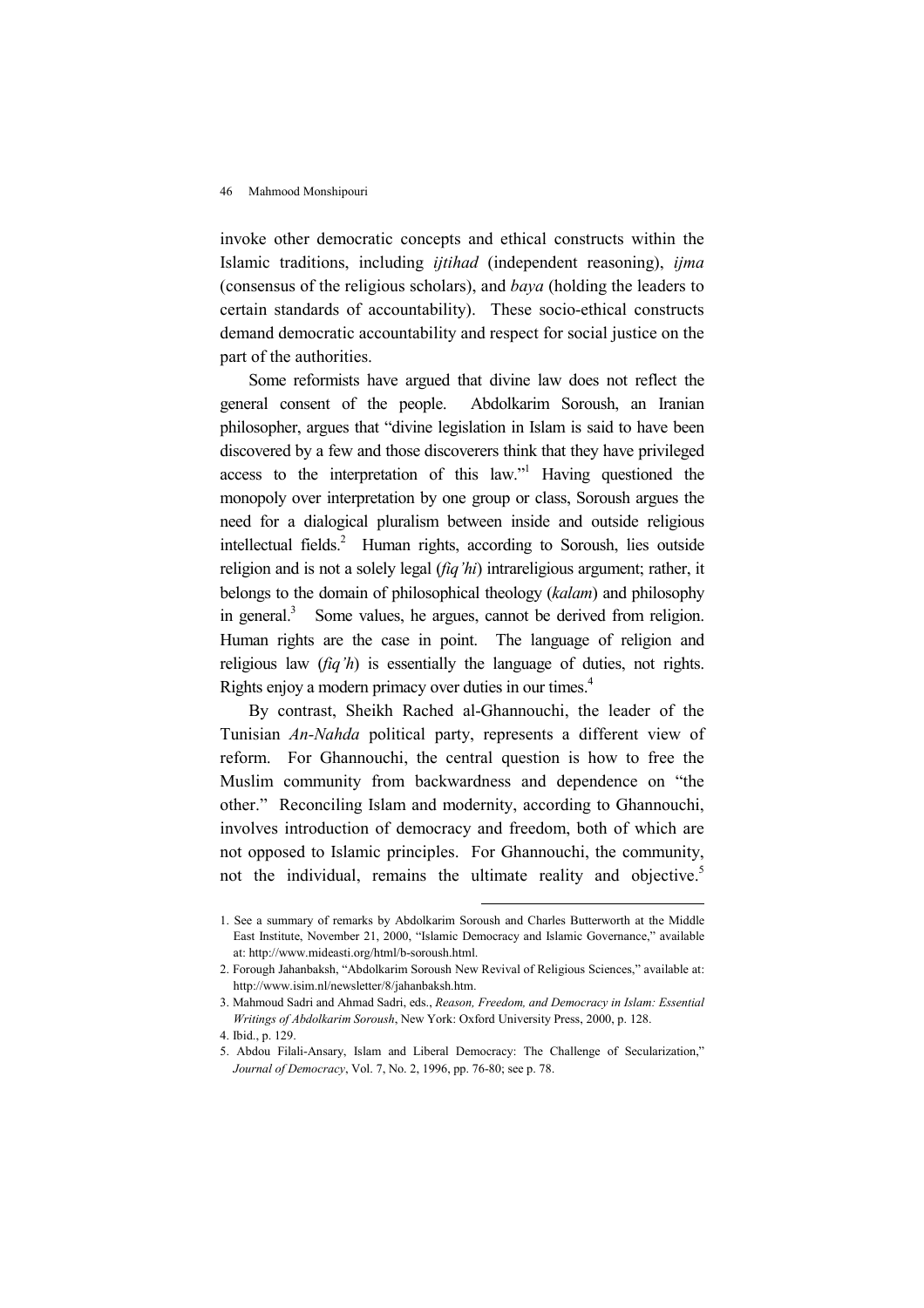invoke other democratic concepts and ethical constructs within the Islamic traditions, including *ijtihad* (independent reasoning), *ijma* (consensus of the religious scholars), and *baya* (holding the leaders to certain standards of accountability). These socio-ethical constructs demand democratic accountability and respect for social justice on the part of the authorities.

Some reformists have argued that divine law does not reflect the general consent of the people. Abdolkarim Soroush, an Iranian philosopher, argues that "divine legislation in Islam is said to have been discovered by a few and those discoverers think that they have privileged access to the interpretation of this law."[1] Having questioned the monopoly over interpretation by one group or class, Soroush argues the need for a dialogical pluralism between inside and outside religious intellectual fields.[2] Human rights, according to Soroush, lies outside religion and is not a solely legal (*fiq'hi*) intrareligious argument; rather, it belongs to the domain of philosophical theology (*kalam*) and philosophy in general.[3] Some values, he argues, cannot be derived from religion. Human rights are the case in point. The language of religion and religious law (*fiq'h*) is essentially the language of duties, not rights. Rights enjoy a modern primacy over duties in our times.[4]

By contrast, Sheikh Rached al-Ghannouchi, the leader of the Tunisian *An-Nahda* political party, represents a different view of reform. For Ghannouchi, the central question is how to free the Muslim community from backwardness and dependence on "the other." Reconciling Islam and modernity, according to Ghannouchi, involves introduction of democracy and freedom, both of which are not opposed to Islamic principles. For Ghannouchi, the community, not the individual, remains the ultimate reality and objective.[5]

---

1. See a summary of remarks by Abdolkarim Soroush and Charles Butterworth at the Middle East Institute, November 21, 2000, "Islamic Democracy and Islamic Governance," available at: http://www.mideasti.org/html/b-soroush.html.
2. Forough Jahanbaksh, "Abdolkarim Soroush New Revival of Religious Sciences," available at: http://www.isim.nl/newsletter/8/jahanbaksh.htm.
3. Mahmoud Sadri and Ahmad Sadri, eds., *Reason, Freedom, and Democracy in Islam: Essential Writings of Abdolkarim Soroush*, New York: Oxford University Press, 2000, p. 128.
4. Ibid., p. 129.
5. Abdou Filali-Ansary, Islam and Liberal Democracy: The Challenge of Secularization," *Journal of Democracy*, Vol. 7, No. 2, 1996, pp. 76-80; see p. 78.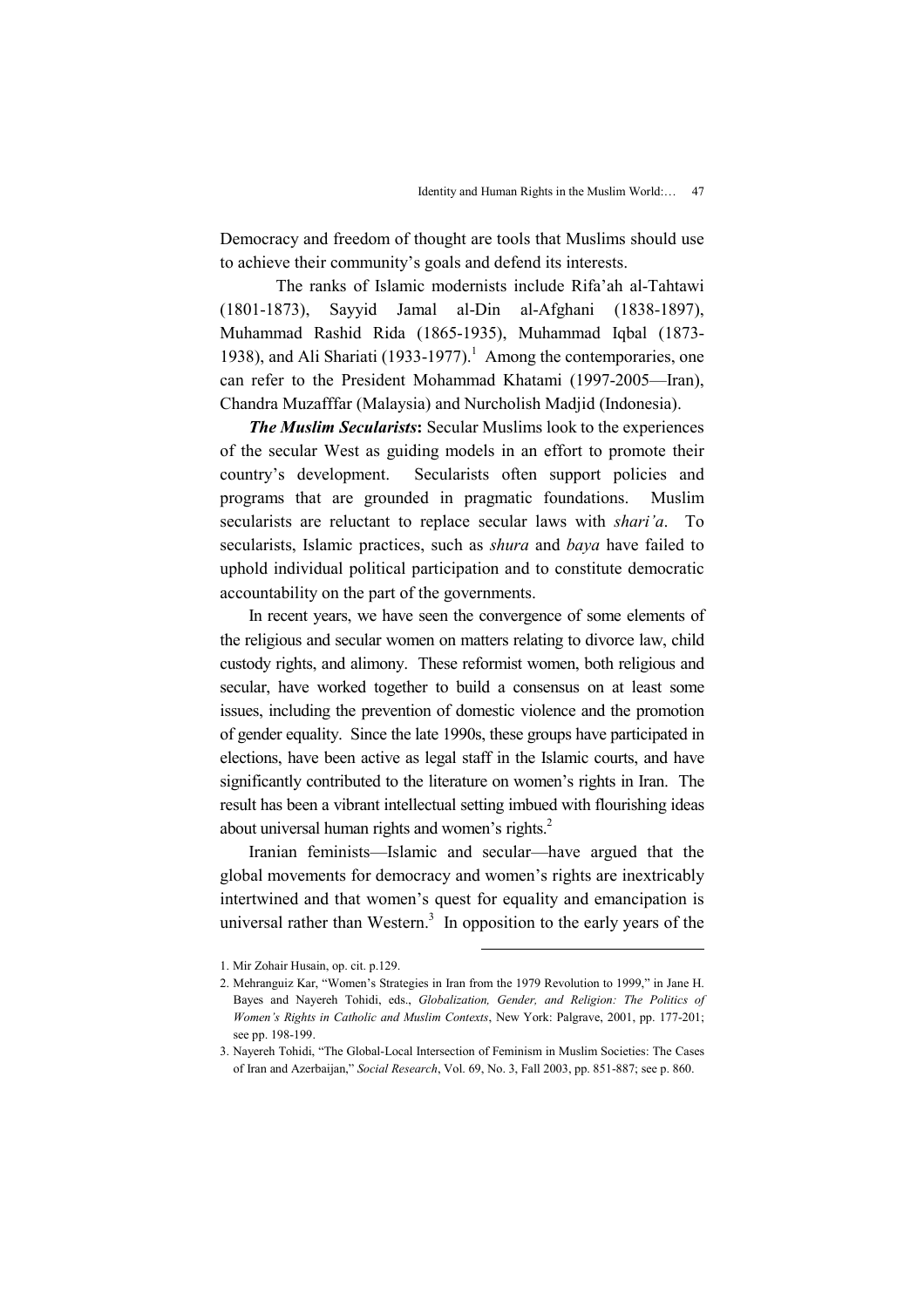Democracy and freedom of thought are tools that Muslims should use to achieve their community's goals and defend its interests.

The ranks of Islamic modernists include Rifa'ah al-Tahtawi (1801-1873), Sayyid Jamal al-Din al-Afghani (1838-1897), Muhammad Rashid Rida (1865-1935), Muhammad Iqbal (1873-1938), and Ali Shariati (1933-1977).[1] Among the contemporaries, one can refer to the President Mohammad Khatami (1997-2005—Iran), Chandra Muzafffar (Malaysia) and Nurcholish Madjid (Indonesia).

***The Muslim Secularists*:** Secular Muslims look to the experiences of the secular West as guiding models in an effort to promote their country's development. Secularists often support policies and programs that are grounded in pragmatic foundations. Muslim secularists are reluctant to replace secular laws with *shari'a*. To secularists, Islamic practices, such as *shura* and *baya* have failed to uphold individual political participation and to constitute democratic accountability on the part of the governments.

In recent years, we have seen the convergence of some elements of the religious and secular women on matters relating to divorce law, child custody rights, and alimony. These reformist women, both religious and secular, have worked together to build a consensus on at least some issues, including the prevention of domestic violence and the promotion of gender equality. Since the late 1990s, these groups have participated in elections, have been active as legal staff in the Islamic courts, and have significantly contributed to the literature on women's rights in Iran. The result has been a vibrant intellectual setting imbued with flourishing ideas about universal human rights and women's rights.[2]

Iranian feminists—Islamic and secular—have argued that the global movements for democracy and women's rights are inextricably intertwined and that women's quest for equality and emancipation is universal rather than Western.[3] In opposition to the early years of the

---

1. Mir Zohair Husain, op. cit. p.129.
2. Mehranguiz Kar, "Women's Strategies in Iran from the 1979 Revolution to 1999," in Jane H. Bayes and Nayereh Tohidi, eds., *Globalization, Gender, and Religion: The Politics of Women's Rights in Catholic and Muslim Contexts*, New York: Palgrave, 2001, pp. 177-201; see pp. 198-199.
3. Nayereh Tohidi, "The Global-Local Intersection of Feminism in Muslim Societies: The Cases of Iran and Azerbaijan," *Social Research*, Vol. 69, No. 3, Fall 2003, pp. 851-887; see p. 860.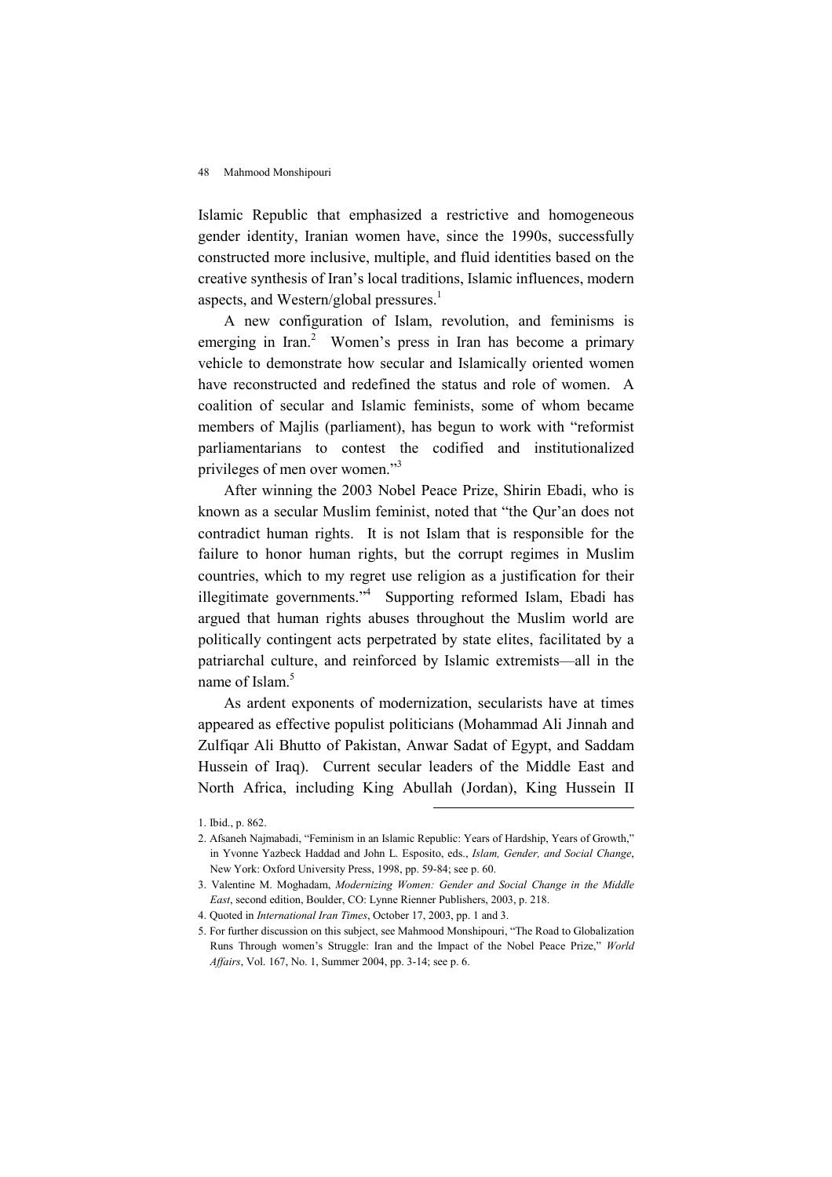Islamic Republic that emphasized a restrictive and homogeneous gender identity, Iranian women have, since the 1990s, successfully constructed more inclusive, multiple, and fluid identities based on the creative synthesis of Iran's local traditions, Islamic influences, modern aspects, and Western/global pressures.[1]

A new configuration of Islam, revolution, and feminisms is emerging in Iran.[2] Women's press in Iran has become a primary vehicle to demonstrate how secular and Islamically oriented women have reconstructed and redefined the status and role of women. A coalition of secular and Islamic feminists, some of whom became members of Majlis (parliament), has begun to work with "reformist parliamentarians to contest the codified and institutionalized privileges of men over women."[3]

After winning the 2003 Nobel Peace Prize, Shirin Ebadi, who is known as a secular Muslim feminist, noted that "the Qur'an does not contradict human rights. It is not Islam that is responsible for the failure to honor human rights, but the corrupt regimes in Muslim countries, which to my regret use religion as a justification for their illegitimate governments."[4] Supporting reformed Islam, Ebadi has argued that human rights abuses throughout the Muslim world are politically contingent acts perpetrated by state elites, facilitated by a patriarchal culture, and reinforced by Islamic extremists—all in the name of Islam.[5]

As ardent exponents of modernization, secularists have at times appeared as effective populist politicians (Mohammad Ali Jinnah and Zulfiqar Ali Bhutto of Pakistan, Anwar Sadat of Egypt, and Saddam Hussein of Iraq). Current secular leaders of the Middle East and North Africa, including King Abullah (Jordan), King Hussein II

---

1. Ibid., p. 862.
2. Afsaneh Najmabadi, "Feminism in an Islamic Republic: Years of Hardship, Years of Growth," in Yvonne Yazbeck Haddad and John L. Esposito, eds., *Islam, Gender, and Social Change*, New York: Oxford University Press, 1998, pp. 59-84; see p. 60.
3. Valentine M. Moghadam, *Modernizing Women: Gender and Social Change in the Middle East*, second edition, Boulder, CO: Lynne Rienner Publishers, 2003, p. 218.
4. Quoted in *International Iran Times*, October 17, 2003, pp. 1 and 3.
5. For further discussion on this subject, see Mahmood Monshipouri, "The Road to Globalization Runs Through women's Struggle: Iran and the Impact of the Nobel Peace Prize," *World Affairs*, Vol. 167, No. 1, Summer 2004, pp. 3-14; see p. 6.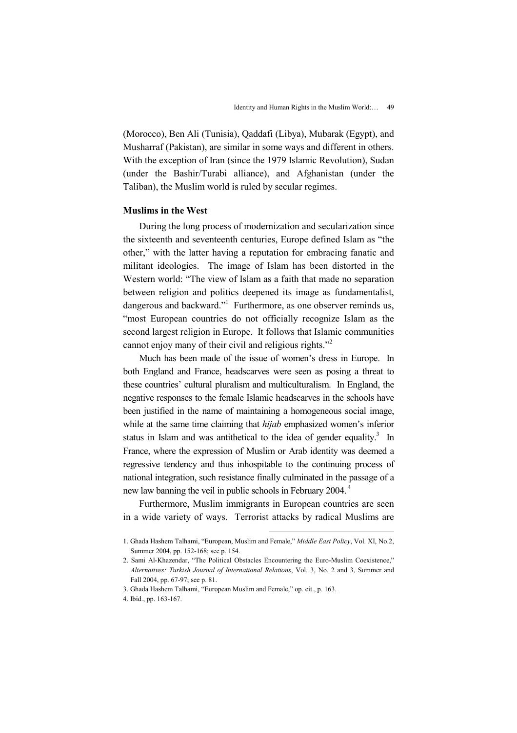(Morocco), Ben Ali (Tunisia), Qaddafi (Libya), Mubarak (Egypt), and Musharraf (Pakistan), are similar in some ways and different in others. With the exception of Iran (since the 1979 Islamic Revolution), Sudan (under the Bashir/Turabi alliance), and Afghanistan (under the Taliban), the Muslim world is ruled by secular regimes.

### Muslims in the West

During the long process of modernization and secularization since the sixteenth and seventeenth centuries, Europe defined Islam as "the other," with the latter having a reputation for embracing fanatic and militant ideologies. The image of Islam has been distorted in the Western world: "The view of Islam as a faith that made no separation between religion and politics deepened its image as fundamentalist, dangerous and backward."[1] Furthermore, as one observer reminds us, "most European countries do not officially recognize Islam as the second largest religion in Europe. It follows that Islamic communities cannot enjoy many of their civil and religious rights."[2]

Much has been made of the issue of women's dress in Europe. In both England and France, headscarves were seen as posing a threat to these countries' cultural pluralism and multiculturalism. In England, the negative responses to the female Islamic headscarves in the schools have been justified in the name of maintaining a homogeneous social image, while at the same time claiming that *hijab* emphasized women's inferior status in Islam and was antithetical to the idea of gender equality.[3] In France, where the expression of Muslim or Arab identity was deemed a regressive tendency and thus inhospitable to the continuing process of national integration, such resistance finally culminated in the passage of a new law banning the veil in public schools in February 2004.[4]

Furthermore, Muslim immigrants in European countries are seen in a wide variety of ways. Terrorist attacks by radical Muslims are

---

1. Ghada Hashem Talhami, "European, Muslim and Female," *Middle East Policy*, Vol. XI, No.2, Summer 2004, pp. 152-168; see p. 154.
2. Sami Al-Khazendar, "The Political Obstacles Encountering the Euro-Muslim Coexistence," *Alternatives: Turkish Journal of International Relations*, Vol. 3, No. 2 and 3, Summer and Fall 2004, pp. 67-97; see p. 81.
3. Ghada Hashem Talhami, "European Muslim and Female," op. cit., p. 163.
4. Ibid., pp. 163-167.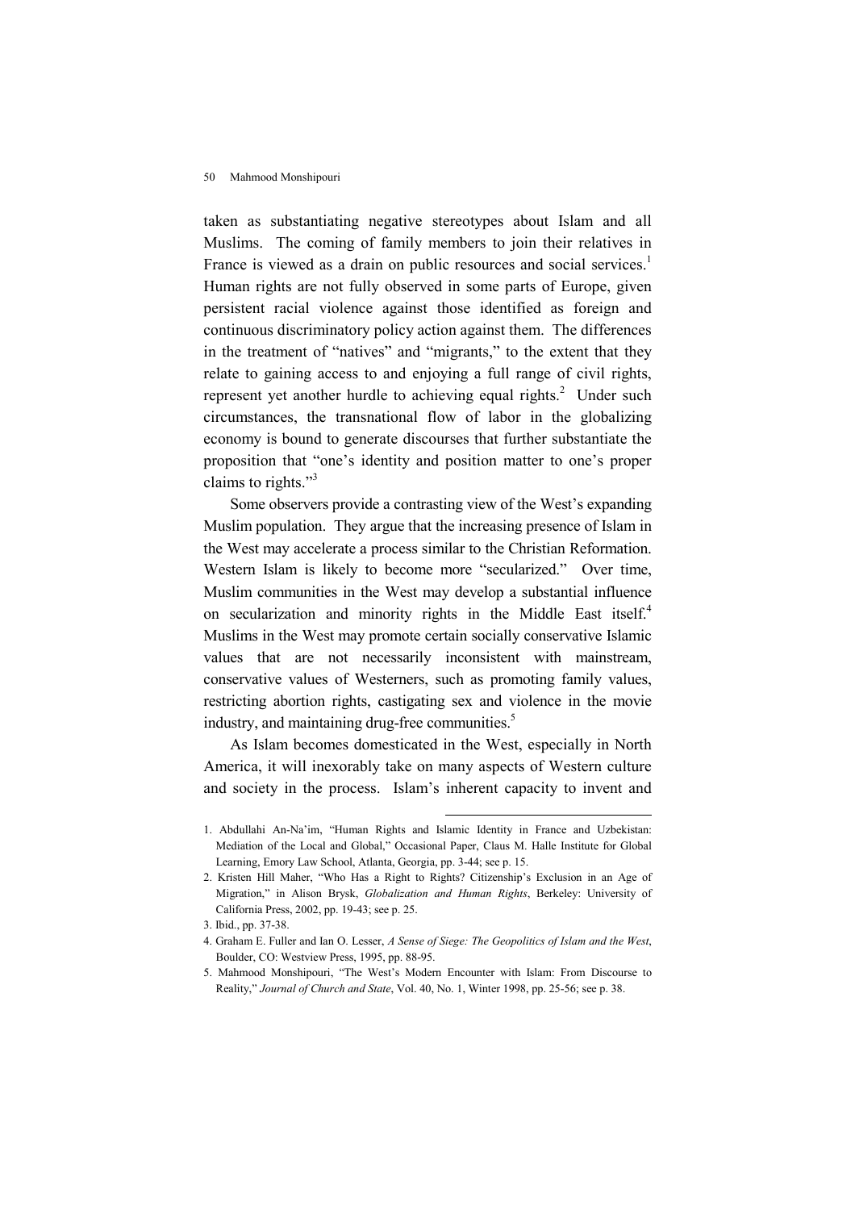taken as substantiating negative stereotypes about Islam and all Muslims. The coming of family members to join their relatives in France is viewed as a drain on public resources and social services.[1] Human rights are not fully observed in some parts of Europe, given persistent racial violence against those identified as foreign and continuous discriminatory policy action against them. The differences in the treatment of "natives" and "migrants," to the extent that they relate to gaining access to and enjoying a full range of civil rights, represent yet another hurdle to achieving equal rights.[2] Under such circumstances, the transnational flow of labor in the globalizing economy is bound to generate discourses that further substantiate the proposition that "one's identity and position matter to one's proper claims to rights."[3]

Some observers provide a contrasting view of the West's expanding Muslim population. They argue that the increasing presence of Islam in the West may accelerate a process similar to the Christian Reformation. Western Islam is likely to become more "secularized." Over time, Muslim communities in the West may develop a substantial influence on secularization and minority rights in the Middle East itself.[4] Muslims in the West may promote certain socially conservative Islamic values that are not necessarily inconsistent with mainstream, conservative values of Westerners, such as promoting family values, restricting abortion rights, castigating sex and violence in the movie industry, and maintaining drug-free communities.[5]

As Islam becomes domesticated in the West, especially in North America, it will inexorably take on many aspects of Western culture and society in the process. Islam's inherent capacity to invent and

---

1. Abdullahi An-Na'im, "Human Rights and Islamic Identity in France and Uzbekistan: Mediation of the Local and Global," Occasional Paper, Claus M. Halle Institute for Global Learning, Emory Law School, Atlanta, Georgia, pp. 3-44; see p. 15.
2. Kristen Hill Maher, "Who Has a Right to Rights? Citizenship's Exclusion in an Age of Migration," in Alison Brysk, *Globalization and Human Rights*, Berkeley: University of California Press, 2002, pp. 19-43; see p. 25.
3. Ibid., pp. 37-38.
4. Graham E. Fuller and Ian O. Lesser, *A Sense of Siege: The Geopolitics of Islam and the West*, Boulder, CO: Westview Press, 1995, pp. 88-95.
5. Mahmood Monshipouri, "The West's Modern Encounter with Islam: From Discourse to Reality," *Journal of Church and State*, Vol. 40, No. 1, Winter 1998, pp. 25-56; see p. 38.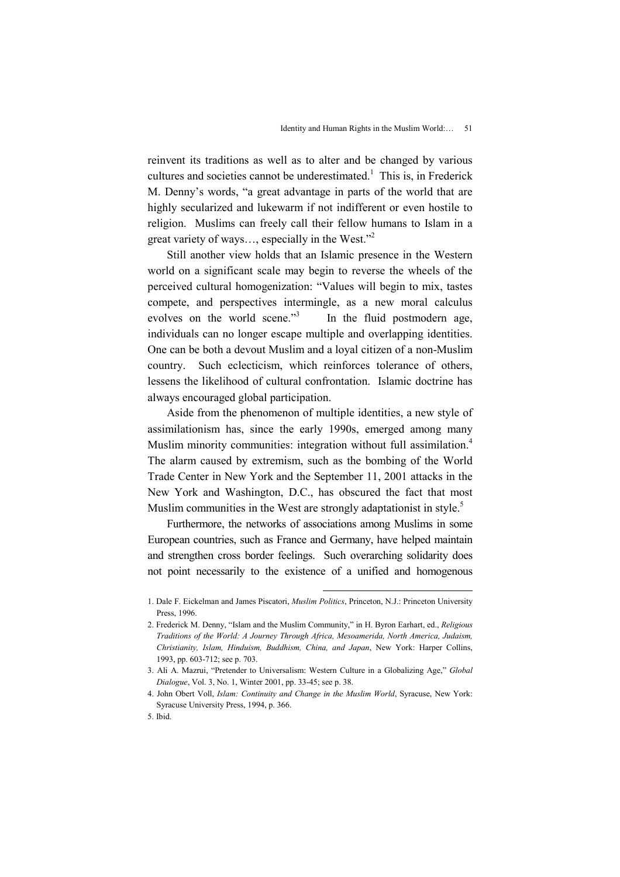reinvent its traditions as well as to alter and be changed by various cultures and societies cannot be underestimated.[1] This is, in Frederick M. Denny's words, "a great advantage in parts of the world that are highly secularized and lukewarm if not indifferent or even hostile to religion. Muslims can freely call their fellow humans to Islam in a great variety of ways…, especially in the West."[2]

Still another view holds that an Islamic presence in the Western world on a significant scale may begin to reverse the wheels of the perceived cultural homogenization: "Values will begin to mix, tastes compete, and perspectives intermingle, as a new moral calculus evolves on the world scene."[3] In the fluid postmodern age, individuals can no longer escape multiple and overlapping identities. One can be both a devout Muslim and a loyal citizen of a non-Muslim country. Such eclecticism, which reinforces tolerance of others, lessens the likelihood of cultural confrontation. Islamic doctrine has always encouraged global participation.

Aside from the phenomenon of multiple identities, a new style of assimilationism has, since the early 1990s, emerged among many Muslim minority communities: integration without full assimilation.[4] The alarm caused by extremism, such as the bombing of the World Trade Center in New York and the September 11, 2001 attacks in the New York and Washington, D.C., has obscured the fact that most Muslim communities in the West are strongly adaptationist in style.[5]

Furthermore, the networks of associations among Muslims in some European countries, such as France and Germany, have helped maintain and strengthen cross border feelings. Such overarching solidarity does not point necessarily to the existence of a unified and homogenous

---

1. Dale F. Eickelman and James Piscatori, *Muslim Politics*, Princeton, N.J.: Princeton University Press, 1996.
2. Frederick M. Denny, "Islam and the Muslim Community," in H. Byron Earhart, ed., *Religious Traditions of the World: A Journey Through Africa, Mesoamerida, North America, Judaism, Christianity, Islam, Hinduism, Buddhism, China, and Japan*, New York: Harper Collins, 1993, pp. 603-712; see p. 703.
3. Ali A. Mazrui, "Pretender to Universalism: Western Culture in a Globalizing Age," *Global Dialogue*, Vol. 3, No. 1, Winter 2001, pp. 33-45; see p. 38.
4. John Obert Voll, *Islam: Continuity and Change in the Muslim World*, Syracuse, New York: Syracuse University Press, 1994, p. 366.
5. Ibid.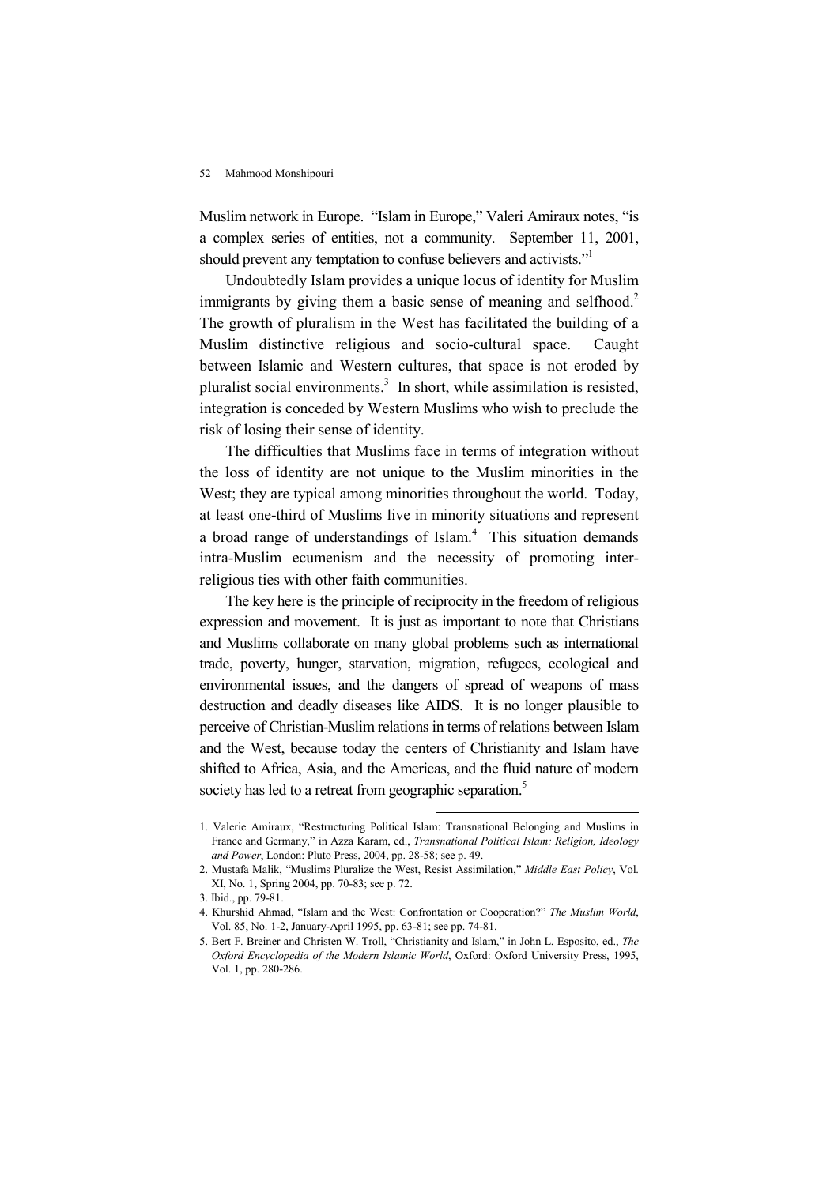Muslim network in Europe. "Islam in Europe," Valeri Amiraux notes, "is a complex series of entities, not a community. September 11, 2001, should prevent any temptation to confuse believers and activists."[1]

Undoubtedly Islam provides a unique locus of identity for Muslim immigrants by giving them a basic sense of meaning and selfhood.[2] The growth of pluralism in the West has facilitated the building of a Muslim distinctive religious and socio-cultural space. Caught between Islamic and Western cultures, that space is not eroded by pluralist social environments.[3] In short, while assimilation is resisted, integration is conceded by Western Muslims who wish to preclude the risk of losing their sense of identity.

The difficulties that Muslims face in terms of integration without the loss of identity are not unique to the Muslim minorities in the West; they are typical among minorities throughout the world. Today, at least one-third of Muslims live in minority situations and represent a broad range of understandings of Islam.[4] This situation demands intra-Muslim ecumenism and the necessity of promoting inter-religious ties with other faith communities.

The key here is the principle of reciprocity in the freedom of religious expression and movement. It is just as important to note that Christians and Muslims collaborate on many global problems such as international trade, poverty, hunger, starvation, migration, refugees, ecological and environmental issues, and the dangers of spread of weapons of mass destruction and deadly diseases like AIDS. It is no longer plausible to perceive of Christian-Muslim relations in terms of relations between Islam and the West, because today the centers of Christianity and Islam have shifted to Africa, Asia, and the Americas, and the fluid nature of modern society has led to a retreat from geographic separation.[5]

---

1. Valerie Amiraux, "Restructuring Political Islam: Transnational Belonging and Muslims in France and Germany," in Azza Karam, ed., *Transnational Political Islam: Religion, Ideology and Power*, London: Pluto Press, 2004, pp. 28-58; see p. 49.
2. Mustafa Malik, "Muslims Pluralize the West, Resist Assimilation," *Middle East Policy*, Vol. XI, No. 1, Spring 2004, pp. 70-83; see p. 72.
3. Ibid., pp. 79-81.
4. Khurshid Ahmad, "Islam and the West: Confrontation or Cooperation?" *The Muslim World*, Vol. 85, No. 1-2, January-April 1995, pp. 63-81; see pp. 74-81.
5. Bert F. Breiner and Christen W. Troll, "Christianity and Islam," in John L. Esposito, ed., *The Oxford Encyclopedia of the Modern Islamic World*, Oxford: Oxford University Press, 1995, Vol. 1, pp. 280-286.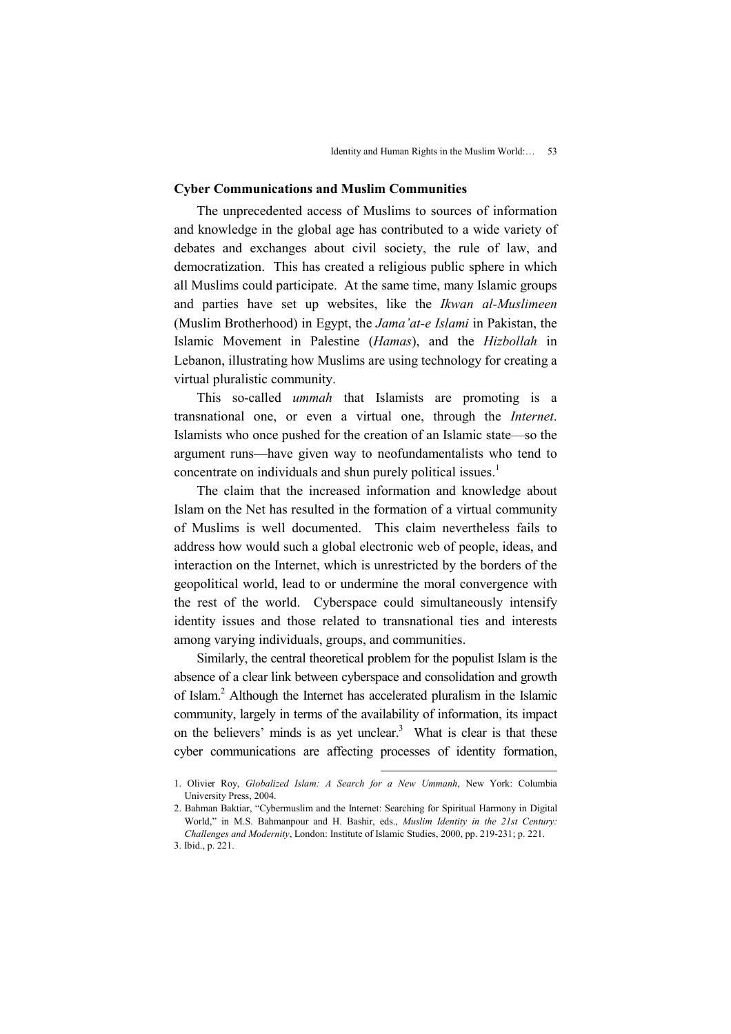## Cyber Communications and Muslim Communities

The unprecedented access of Muslims to sources of information and knowledge in the global age has contributed to a wide variety of debates and exchanges about civil society, the rule of law, and democratization. This has created a religious public sphere in which all Muslims could participate. At the same time, many Islamic groups and parties have set up websites, like the *Ikwan al-Muslimeen* (Muslim Brotherhood) in Egypt, the *Jama'at-e Islami* in Pakistan, the Islamic Movement in Palestine (*Hamas*), and the *Hizbollah* in Lebanon, illustrating how Muslims are using technology for creating a virtual pluralistic community.

This so-called *ummah* that Islamists are promoting is a transnational one, or even a virtual one, through the *Internet*. Islamists who once pushed for the creation of an Islamic state—so the argument runs—have given way to neofundamentalists who tend to concentrate on individuals and shun purely political issues.[1]

The claim that the increased information and knowledge about Islam on the Net has resulted in the formation of a virtual community of Muslims is well documented. This claim nevertheless fails to address how would such a global electronic web of people, ideas, and interaction on the Internet, which is unrestricted by the borders of the geopolitical world, lead to or undermine the moral convergence with the rest of the world. Cyberspace could simultaneously intensify identity issues and those related to transnational ties and interests among varying individuals, groups, and communities.

Similarly, the central theoretical problem for the populist Islam is the absence of a clear link between cyberspace and consolidation and growth of Islam.[2] Although the Internet has accelerated pluralism in the Islamic community, largely in terms of the availability of information, its impact on the believers' minds is as yet unclear.[3] What is clear is that these cyber communications are affecting processes of identity formation,

---

1. Olivier Roy, *Globalized Islam: A Search for a New Ummanh*, New York: Columbia University Press, 2004.
2. Bahman Baktiar, "Cybermuslim and the Internet: Searching for Spiritual Harmony in Digital World," in M.S. Bahmanpour and H. Bashir, eds., *Muslim Identity in the 21st Century: Challenges and Modernity*, London: Institute of Islamic Studies, 2000, pp. 219-231; p. 221.
3. Ibid., p. 221.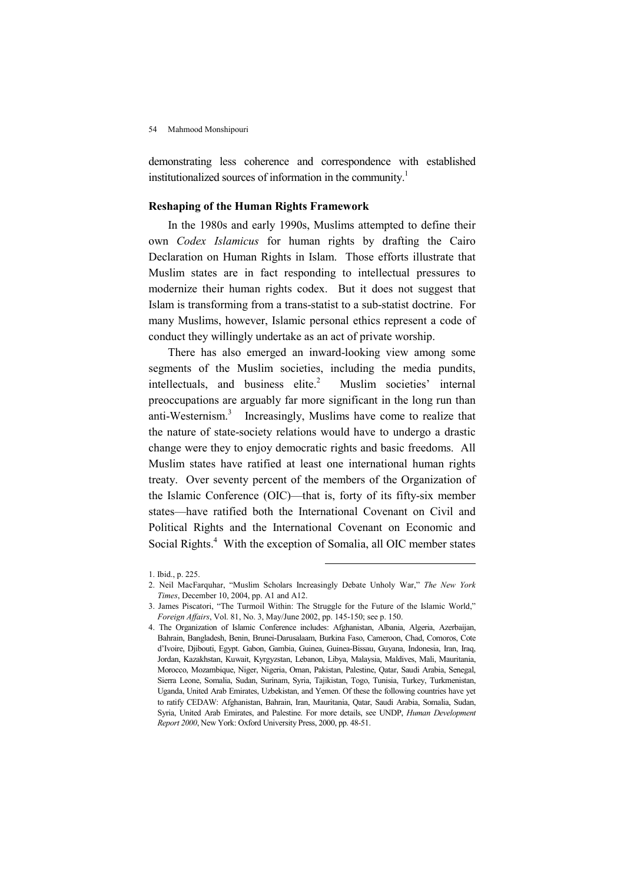demonstrating less coherence and correspondence with established institutionalized sources of information in the community.[1]

## Reshaping of the Human Rights Framework

In the 1980s and early 1990s, Muslims attempted to define their own *Codex Islamicus* for human rights by drafting the Cairo Declaration on Human Rights in Islam. Those efforts illustrate that Muslim states are in fact responding to intellectual pressures to modernize their human rights codex. But it does not suggest that Islam is transforming from a trans-statist to a sub-statist doctrine. For many Muslims, however, Islamic personal ethics represent a code of conduct they willingly undertake as an act of private worship.

There has also emerged an inward-looking view among some segments of the Muslim societies, including the media pundits, intellectuals, and business elite.[2] Muslim societies' internal preoccupations are arguably far more significant in the long run than anti-Westernism.[3] Increasingly, Muslims have come to realize that the nature of state-society relations would have to undergo a drastic change were they to enjoy democratic rights and basic freedoms. All Muslim states have ratified at least one international human rights treaty. Over seventy percent of the members of the Organization of the Islamic Conference (OIC)—that is, forty of its fifty-six member states—have ratified both the International Covenant on Civil and Political Rights and the International Covenant on Economic and Social Rights.[4] With the exception of Somalia, all OIC member states

---

1. Ibid., p. 225.
2. Neil MacFarquhar, "Muslim Scholars Increasingly Debate Unholy War," *The New York Times*, December 10, 2004, pp. A1 and A12.
3. James Piscatori, "The Turmoil Within: The Struggle for the Future of the Islamic World," *Foreign Affairs*, Vol. 81, No. 3, May/June 2002, pp. 145-150; see p. 150.
4. The Organization of Islamic Conference includes: Afghanistan, Albania, Algeria, Azerbaijan, Bahrain, Bangladesh, Benin, Brunei-Darusalaam, Burkina Faso, Cameroon, Chad, Comoros, Cote d'Ivoire, Djibouti, Egypt. Gabon, Gambia, Guinea, Guinea-Bissau, Guyana, Indonesia, Iran, Iraq, Jordan, Kazakhstan, Kuwait, Kyrgyzstan, Lebanon, Libya, Malaysia, Maldives, Mali, Mauritania, Morocco, Mozambique, Niger, Nigeria, Oman, Pakistan, Palestine, Qatar, Saudi Arabia, Senegal, Sierra Leone, Somalia, Sudan, Surinam, Syria, Tajikistan, Togo, Tunisia, Turkey, Turkmenistan, Uganda, United Arab Emirates, Uzbekistan, and Yemen. Of these the following countries have yet to ratify CEDAW: Afghanistan, Bahrain, Iran, Mauritania, Qatar, Saudi Arabia, Somalia, Sudan, Syria, United Arab Emirates, and Palestine. For more details, see UNDP, *Human Development Report 2000*, New York: Oxford University Press, 2000, pp. 48-51.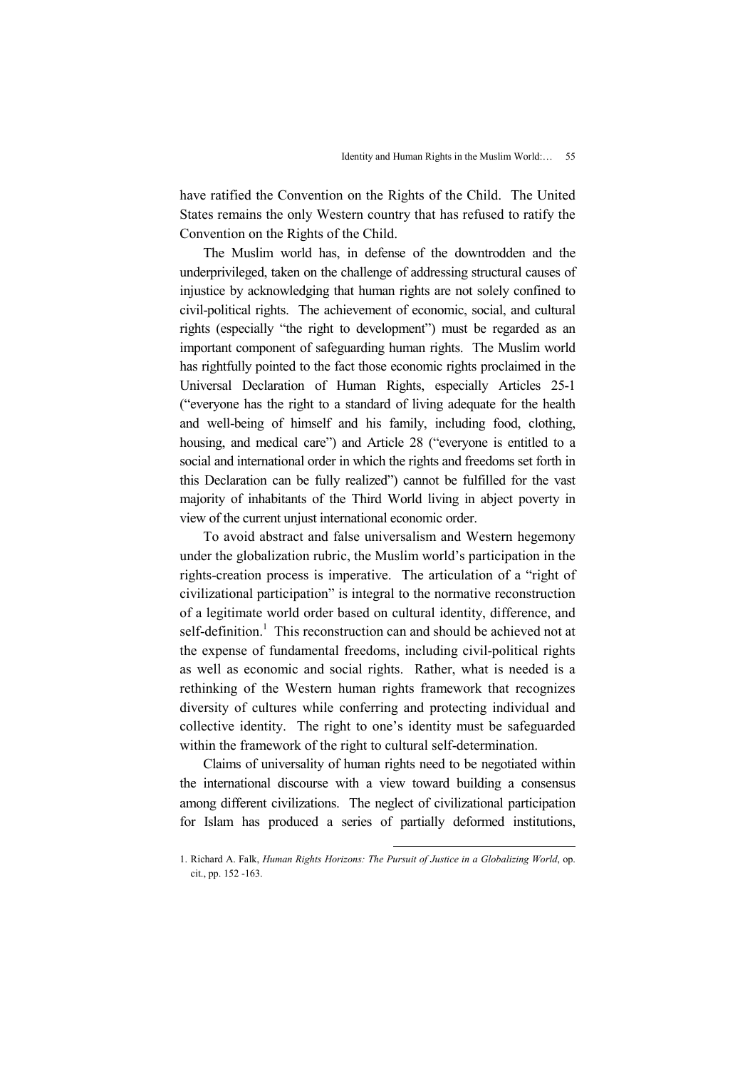have ratified the Convention on the Rights of the Child. The United States remains the only Western country that has refused to ratify the Convention on the Rights of the Child.

The Muslim world has, in defense of the downtrodden and the underprivileged, taken on the challenge of addressing structural causes of injustice by acknowledging that human rights are not solely confined to civil-political rights. The achievement of economic, social, and cultural rights (especially "the right to development") must be regarded as an important component of safeguarding human rights. The Muslim world has rightfully pointed to the fact those economic rights proclaimed in the Universal Declaration of Human Rights, especially Articles 25-1 ("everyone has the right to a standard of living adequate for the health and well-being of himself and his family, including food, clothing, housing, and medical care") and Article 28 ("everyone is entitled to a social and international order in which the rights and freedoms set forth in this Declaration can be fully realized") cannot be fulfilled for the vast majority of inhabitants of the Third World living in abject poverty in view of the current unjust international economic order.

To avoid abstract and false universalism and Western hegemony under the globalization rubric, the Muslim world's participation in the rights-creation process is imperative. The articulation of a "right of civilizational participation" is integral to the normative reconstruction of a legitimate world order based on cultural identity, difference, and self-definition.[1] This reconstruction can and should be achieved not at the expense of fundamental freedoms, including civil-political rights as well as economic and social rights. Rather, what is needed is a rethinking of the Western human rights framework that recognizes diversity of cultures while conferring and protecting individual and collective identity. The right to one's identity must be safeguarded within the framework of the right to cultural self-determination.

Claims of universality of human rights need to be negotiated within the international discourse with a view toward building a consensus among different civilizations. The neglect of civilizational participation for Islam has produced a series of partially deformed institutions,

---

1. Richard A. Falk, *Human Rights Horizons: The Pursuit of Justice in a Globalizing World*, op. cit., pp. 152 -163.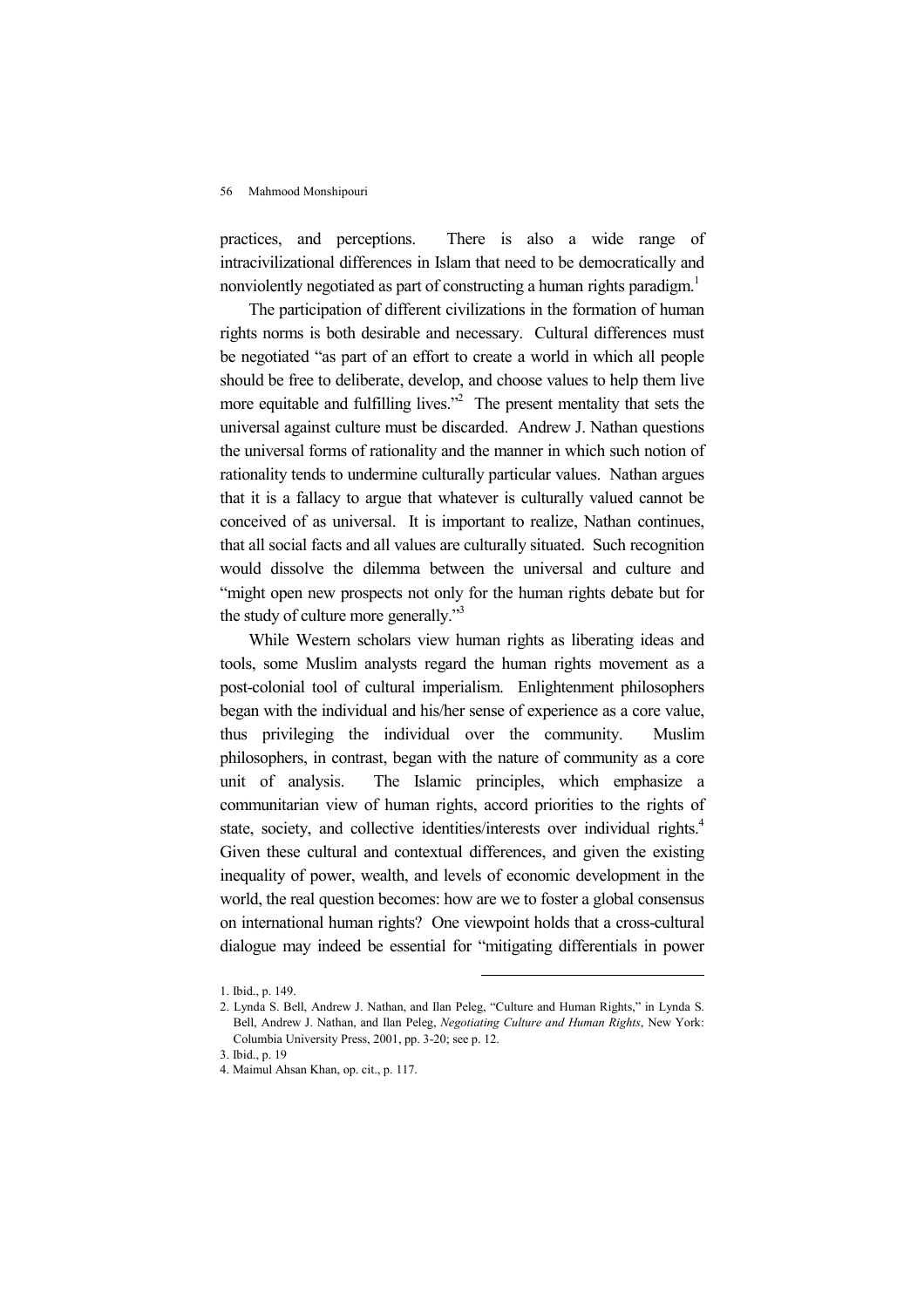practices, and perceptions. There is also a wide range of intracivilizational differences in Islam that need to be democratically and nonviolently negotiated as part of constructing a human rights paradigm.[1]

The participation of different civilizations in the formation of human rights norms is both desirable and necessary. Cultural differences must be negotiated "as part of an effort to create a world in which all people should be free to deliberate, develop, and choose values to help them live more equitable and fulfilling lives."[2] The present mentality that sets the universal against culture must be discarded. Andrew J. Nathan questions the universal forms of rationality and the manner in which such notion of rationality tends to undermine culturally particular values. Nathan argues that it is a fallacy to argue that whatever is culturally valued cannot be conceived of as universal. It is important to realize, Nathan continues, that all social facts and all values are culturally situated. Such recognition would dissolve the dilemma between the universal and culture and "might open new prospects not only for the human rights debate but for the study of culture more generally."[3]

While Western scholars view human rights as liberating ideas and tools, some Muslim analysts regard the human rights movement as a post-colonial tool of cultural imperialism. Enlightenment philosophers began with the individual and his/her sense of experience as a core value, thus privileging the individual over the community. Muslim philosophers, in contrast, began with the nature of community as a core unit of analysis. The Islamic principles, which emphasize a communitarian view of human rights, accord priorities to the rights of state, society, and collective identities/interests over individual rights.[4] Given these cultural and contextual differences, and given the existing inequality of power, wealth, and levels of economic development in the world, the real question becomes: how are we to foster a global consensus on international human rights? One viewpoint holds that a cross-cultural dialogue may indeed be essential for "mitigating differentials in power

---

1. Ibid., p. 149.
2. Lynda S. Bell, Andrew J. Nathan, and Ilan Peleg, "Culture and Human Rights," in Lynda S. Bell, Andrew J. Nathan, and Ilan Peleg, *Negotiating Culture and Human Rights*, New York: Columbia University Press, 2001, pp. 3-20; see p. 12.
3. Ibid., p. 19
4. Maimul Ahsan Khan, op. cit., p. 117.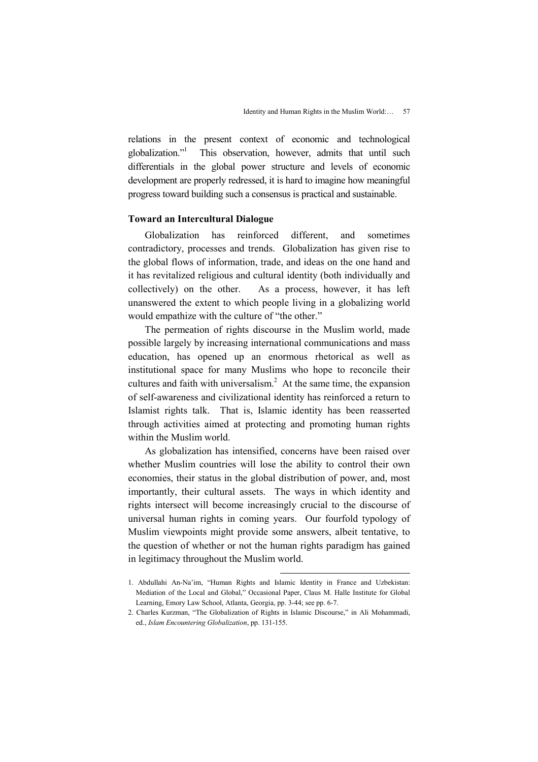relations in the present context of economic and technological globalization."[1] This observation, however, admits that until such differentials in the global power structure and levels of economic development are properly redressed, it is hard to imagine how meaningful progress toward building such a consensus is practical and sustainable.

## Toward an Intercultural Dialogue

Globalization has reinforced different, and sometimes contradictory, processes and trends. Globalization has given rise to the global flows of information, trade, and ideas on the one hand and it has revitalized religious and cultural identity (both individually and collectively) on the other. As a process, however, it has left unanswered the extent to which people living in a globalizing world would empathize with the culture of "the other."

The permeation of rights discourse in the Muslim world, made possible largely by increasing international communications and mass education, has opened up an enormous rhetorical as well as institutional space for many Muslims who hope to reconcile their cultures and faith with universalism.[2] At the same time, the expansion of self-awareness and civilizational identity has reinforced a return to Islamist rights talk. That is, Islamic identity has been reasserted through activities aimed at protecting and promoting human rights within the Muslim world.

As globalization has intensified, concerns have been raised over whether Muslim countries will lose the ability to control their own economies, their status in the global distribution of power, and, most importantly, their cultural assets. The ways in which identity and rights intersect will become increasingly crucial to the discourse of universal human rights in coming years. Our fourfold typology of Muslim viewpoints might provide some answers, albeit tentative, to the question of whether or not the human rights paradigm has gained in legitimacy throughout the Muslim world.

---

1. Abdullahi An-Na'im, "Human Rights and Islamic Identity in France and Uzbekistan: Mediation of the Local and Global," Occasional Paper, Claus M. Halle Institute for Global Learning, Emory Law School, Atlanta, Georgia, pp. 3-44; see pp. 6-7.
2. Charles Kurzman, "The Globalization of Rights in Islamic Discourse," in Ali Mohammadi, ed., *Islam Encountering Globalization*, pp. 131-155.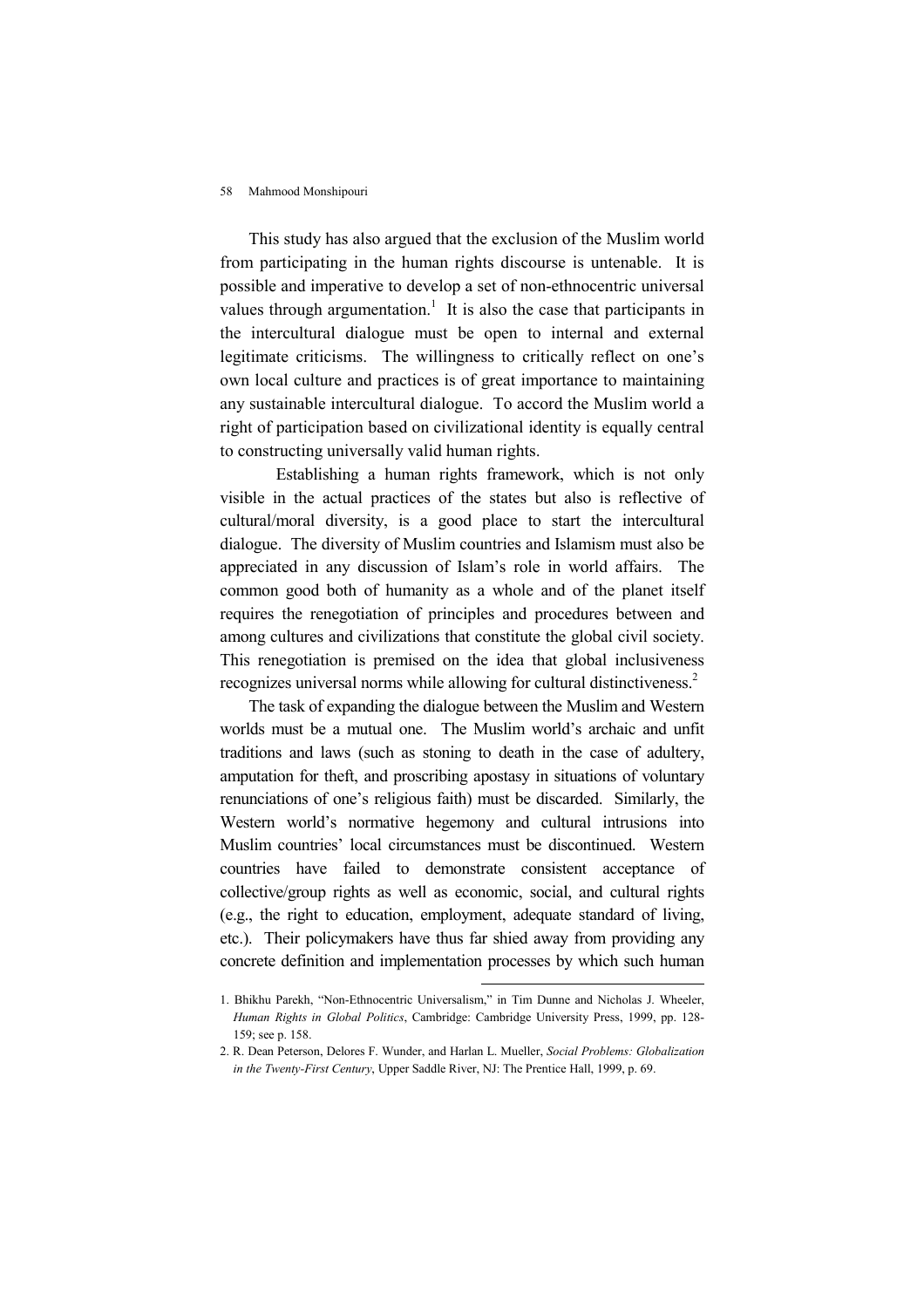This study has also argued that the exclusion of the Muslim world from participating in the human rights discourse is untenable. It is possible and imperative to develop a set of non-ethnocentric universal values through argumentation.[1] It is also the case that participants in the intercultural dialogue must be open to internal and external legitimate criticisms. The willingness to critically reflect on one's own local culture and practices is of great importance to maintaining any sustainable intercultural dialogue. To accord the Muslim world a right of participation based on civilizational identity is equally central to constructing universally valid human rights.

Establishing a human rights framework, which is not only visible in the actual practices of the states but also is reflective of cultural/moral diversity, is a good place to start the intercultural dialogue. The diversity of Muslim countries and Islamism must also be appreciated in any discussion of Islam's role in world affairs. The common good both of humanity as a whole and of the planet itself requires the renegotiation of principles and procedures between and among cultures and civilizations that constitute the global civil society. This renegotiation is premised on the idea that global inclusiveness recognizes universal norms while allowing for cultural distinctiveness.[2]

The task of expanding the dialogue between the Muslim and Western worlds must be a mutual one. The Muslim world's archaic and unfit traditions and laws (such as stoning to death in the case of adultery, amputation for theft, and proscribing apostasy in situations of voluntary renunciations of one's religious faith) must be discarded. Similarly, the Western world's normative hegemony and cultural intrusions into Muslim countries' local circumstances must be discontinued. Western countries have failed to demonstrate consistent acceptance of collective/group rights as well as economic, social, and cultural rights (e.g., the right to education, employment, adequate standard of living, etc.). Their policymakers have thus far shied away from providing any concrete definition and implementation processes by which such human

---

1. Bhikhu Parekh, "Non-Ethnocentric Universalism," in Tim Dunne and Nicholas J. Wheeler, *Human Rights in Global Politics*, Cambridge: Cambridge University Press, 1999, pp. 128-159; see p. 158.
2. R. Dean Peterson, Delores F. Wunder, and Harlan L. Mueller, *Social Problems: Globalization in the Twenty-First Century*, Upper Saddle River, NJ: The Prentice Hall, 1999, p. 69.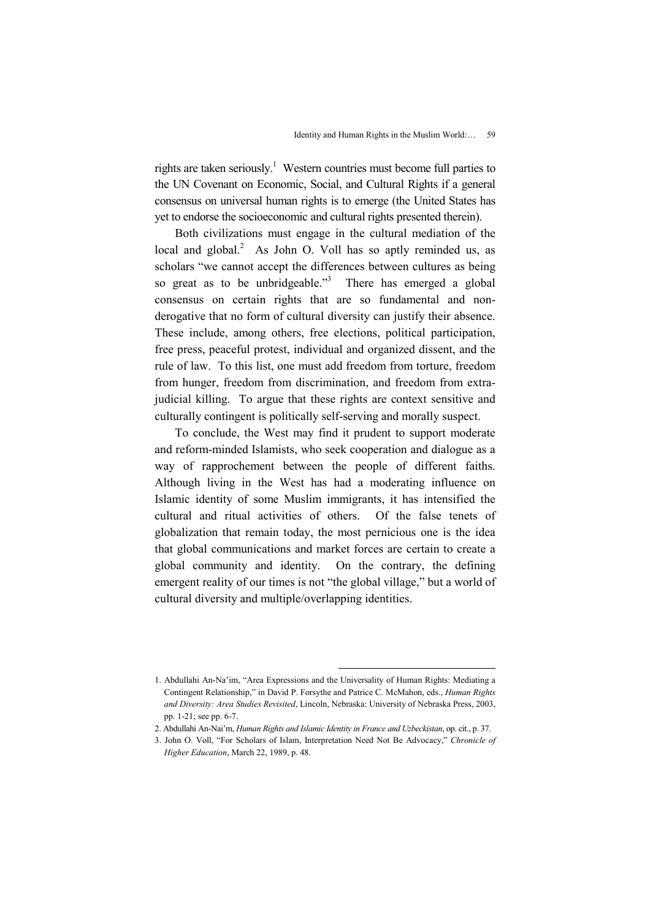rights are taken seriously.[1] Western countries must become full parties to the UN Covenant on Economic, Social, and Cultural Rights if a general consensus on universal human rights is to emerge (the United States has yet to endorse the socioeconomic and cultural rights presented therein).

Both civilizations must engage in the cultural mediation of the local and global.[2] As John O. Voll has so aptly reminded us, as scholars "we cannot accept the differences between cultures as being so great as to be unbridgeable."[3] There has emerged a global consensus on certain rights that are so fundamental and non-derogative that no form of cultural diversity can justify their absence. These include, among others, free elections, political participation, free press, peaceful protest, individual and organized dissent, and the rule of law. To this list, one must add freedom from torture, freedom from hunger, freedom from discrimination, and freedom from extra-judicial killing. To argue that these rights are context sensitive and culturally contingent is politically self-serving and morally suspect.

To conclude, the West may find it prudent to support moderate and reform-minded Islamists, who seek cooperation and dialogue as a way of rapprochement between the people of different faiths. Although living in the West has had a moderating influence on Islamic identity of some Muslim immigrants, it has intensified the cultural and ritual activities of others. Of the false tenets of globalization that remain today, the most pernicious one is the idea that global communications and market forces are certain to create a global community and identity. On the contrary, the defining emergent reality of our times is not "the global village," but a world of cultural diversity and multiple/overlapping identities.

---

1. Abdullahi An-Na'im, "Area Expressions and the Universality of Human Rights: Mediating a Contingent Relationship," in David P. Forsythe and Patrice C. McMahon, eds., *Human Rights and Diversity: Area Studies Revisited*, Lincoln, Nebraska: University of Nebraska Press, 2003, pp. 1-21; see pp. 6-7.
2. Abdullahi An-Nai'm, *Human Rights and Islamic Identity in France and Uzbeckistan*, op. cit., p. 37.
3. John O. Voll, "For Scholars of Islam, Interpretation Need Not Be Advocacy," *Chronicle of Higher Education*, March 22, 1989, p. 48.